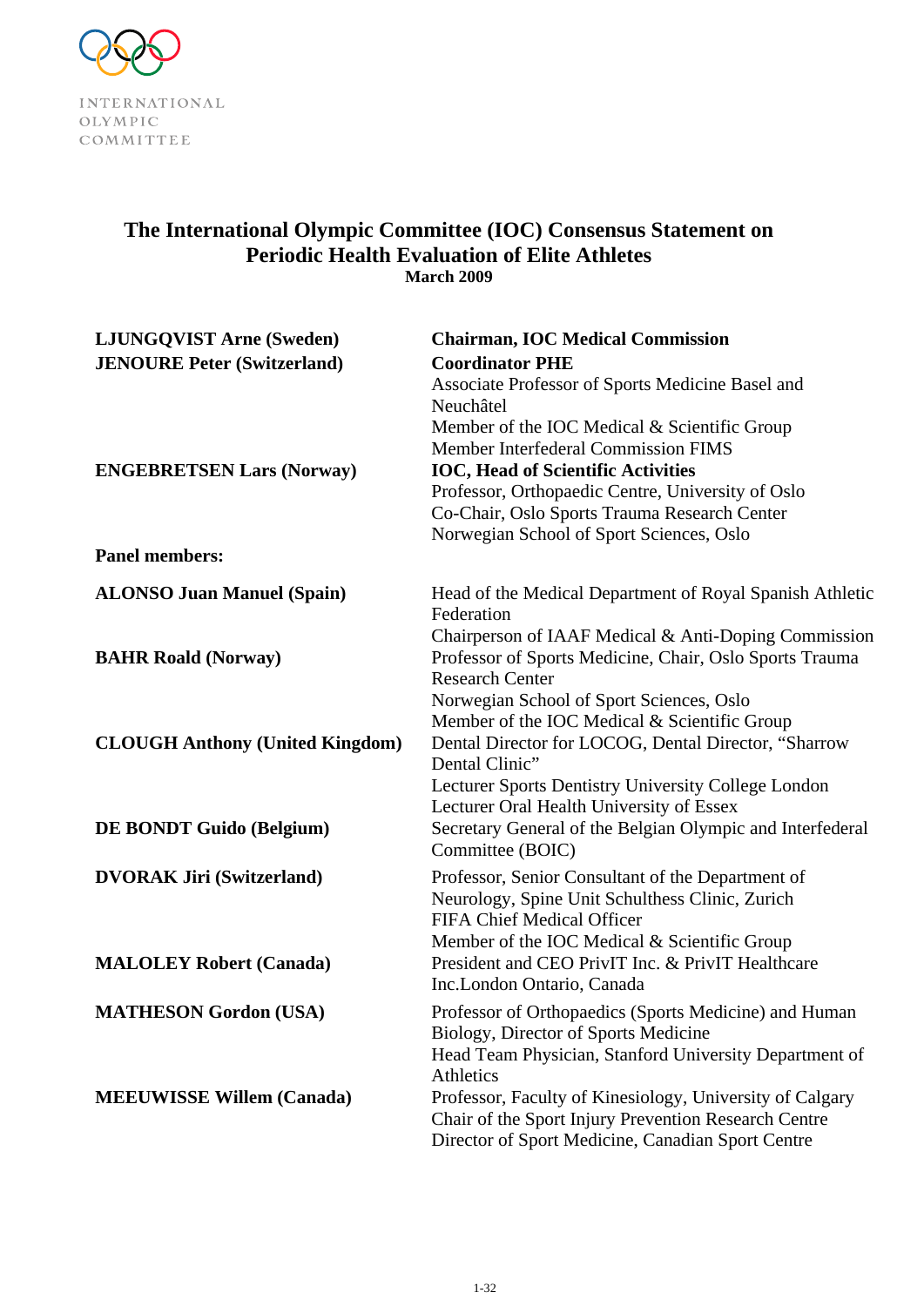INTERNATIONAL
OLYMPIC
COMMITTEE

# The International Olympic Committee (IOC) Consensus Statement on Periodic Health Evaluation of Elite Athletes

**March 2009**

| | |
|---|---|
| **LJUNGQVIST Arne (Sweden)** | **Chairman, IOC Medical Commission** |
| **JENOURE Peter (Switzerland)** | **Coordinator PHE**<br>Associate Professor of Sports Medicine Basel and Neuchâtel<br>Member of the IOC Medical & Scientific Group<br>Member Interfederal Commission FIMS |
| **ENGEBRETSEN Lars (Norway)** | **IOC, Head of Scientific Activities**<br>Professor, Orthopaedic Centre, University of Oslo<br>Co-Chair, Oslo Sports Trauma Research Center<br>Norwegian School of Sport Sciences, Oslo |

**Panel members:**

| | |
|---|---|
| **ALONSO Juan Manuel (Spain)** | Head of the Medical Department of Royal Spanish Athletic Federation<br>Chairperson of IAAF Medical & Anti-Doping Commission |
| **BAHR Roald (Norway)** | Professor of Sports Medicine, Chair, Oslo Sports Trauma Research Center<br>Norwegian School of Sport Sciences, Oslo<br>Member of the IOC Medical & Scientific Group |
| **CLOUGH Anthony (United Kingdom)** | Dental Director for LOCOG, Dental Director, "Sharrow Dental Clinic"<br>Lecturer Sports Dentistry University College London<br>Lecturer Oral Health University of Essex |
| **DE BONDT Guido (Belgium)** | Secretary General of the Belgian Olympic and Interfederal Committee (BOIC) |
| **DVORAK Jiri (Switzerland)** | Professor, Senior Consultant of the Department of Neurology, Spine Unit Schulthess Clinic, Zurich<br>FIFA Chief Medical Officer<br>Member of the IOC Medical & Scientific Group |
| **MALOLEY Robert (Canada)** | President and CEO PrivIT Inc. & PrivIT Healthcare Inc.London Ontario, Canada |
| **MATHESON Gordon (USA)** | Professor of Orthopaedics (Sports Medicine) and Human Biology, Director of Sports Medicine<br>Head Team Physician, Stanford University Department of Athletics |
| **MEEUWISSE Willem (Canada)** | Professor, Faculty of Kinesiology, University of Calgary<br>Chair of the Sport Injury Prevention Research Centre<br>Director of Sport Medicine, Canadian Sport Centre |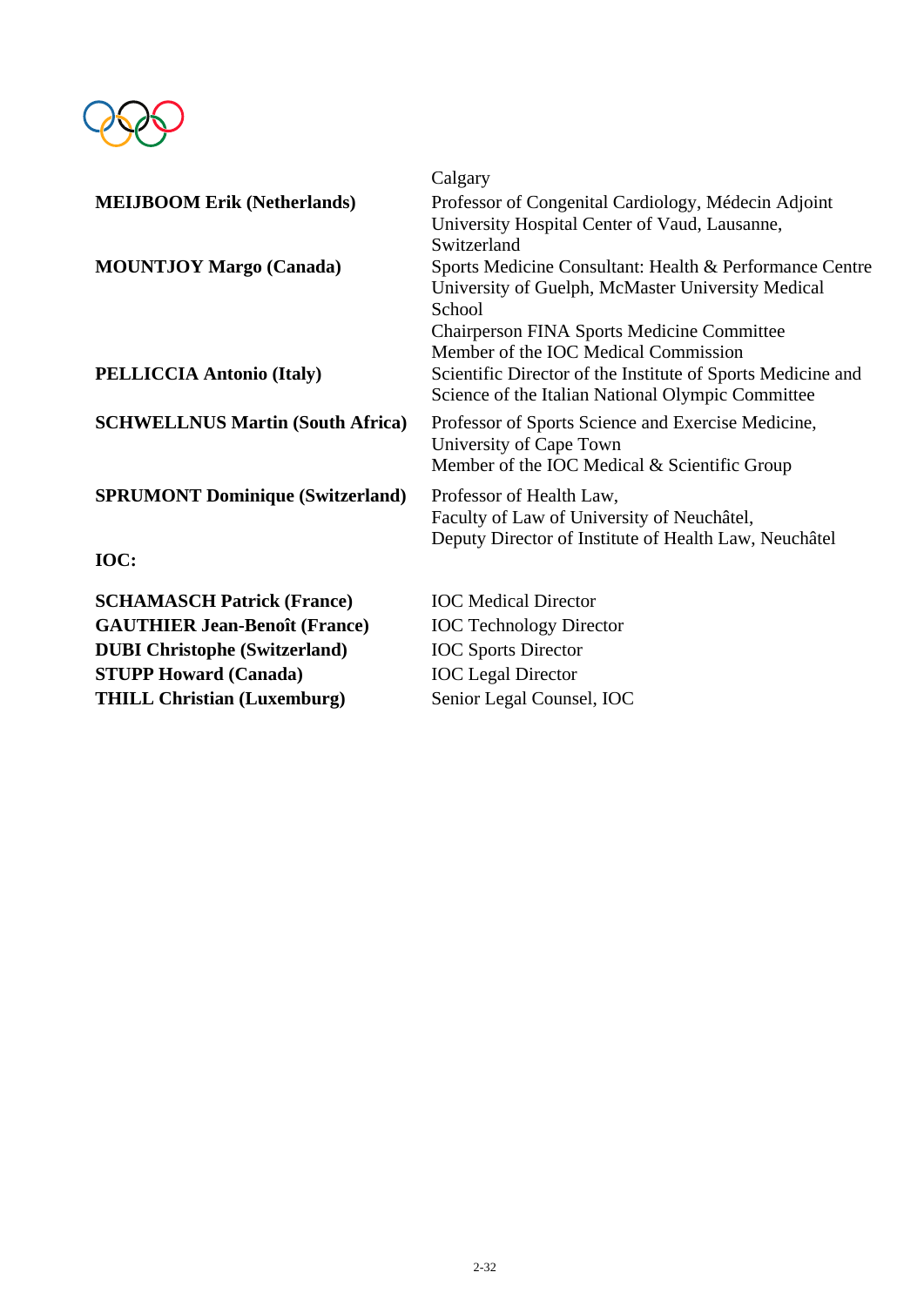|  |  |
|---|---|
|  | Calgary |
| **MEIJBOOM Erik (Netherlands)** | Professor of Congenital Cardiology, Médecin Adjoint University Hospital Center of Vaud, Lausanne, Switzerland |
| **MOUNTJOY Margo (Canada)** | Sports Medicine Consultant: Health & Performance Centre University of Guelph, McMaster University Medical School<br>Chairperson FINA Sports Medicine Committee<br>Member of the IOC Medical Commission |
| **PELLICCIA Antonio (Italy)** | Scientific Director of the Institute of Sports Medicine and Science of the Italian National Olympic Committee |
| **SCHWELLNUS Martin (South Africa)** | Professor of Sports Science and Exercise Medicine, University of Cape Town<br>Member of the IOC Medical & Scientific Group |
| **SPRUMONT Dominique (Switzerland)** | Professor of Health Law,<br>Faculty of Law of University of Neuchâtel,<br>Deputy Director of Institute of Health Law, Neuchâtel |

**IOC:**

|  |  |
|---|---|
| **SCHAMASCH Patrick (France)** | IOC Medical Director |
| **GAUTHIER Jean-Benoît (France)** | IOC Technology Director |
| **DUBI Christophe (Switzerland)** | IOC Sports Director |
| **STUPP Howard (Canada)** | IOC Legal Director |
| **THILL Christian (Luxemburg)** | Senior Legal Counsel, IOC |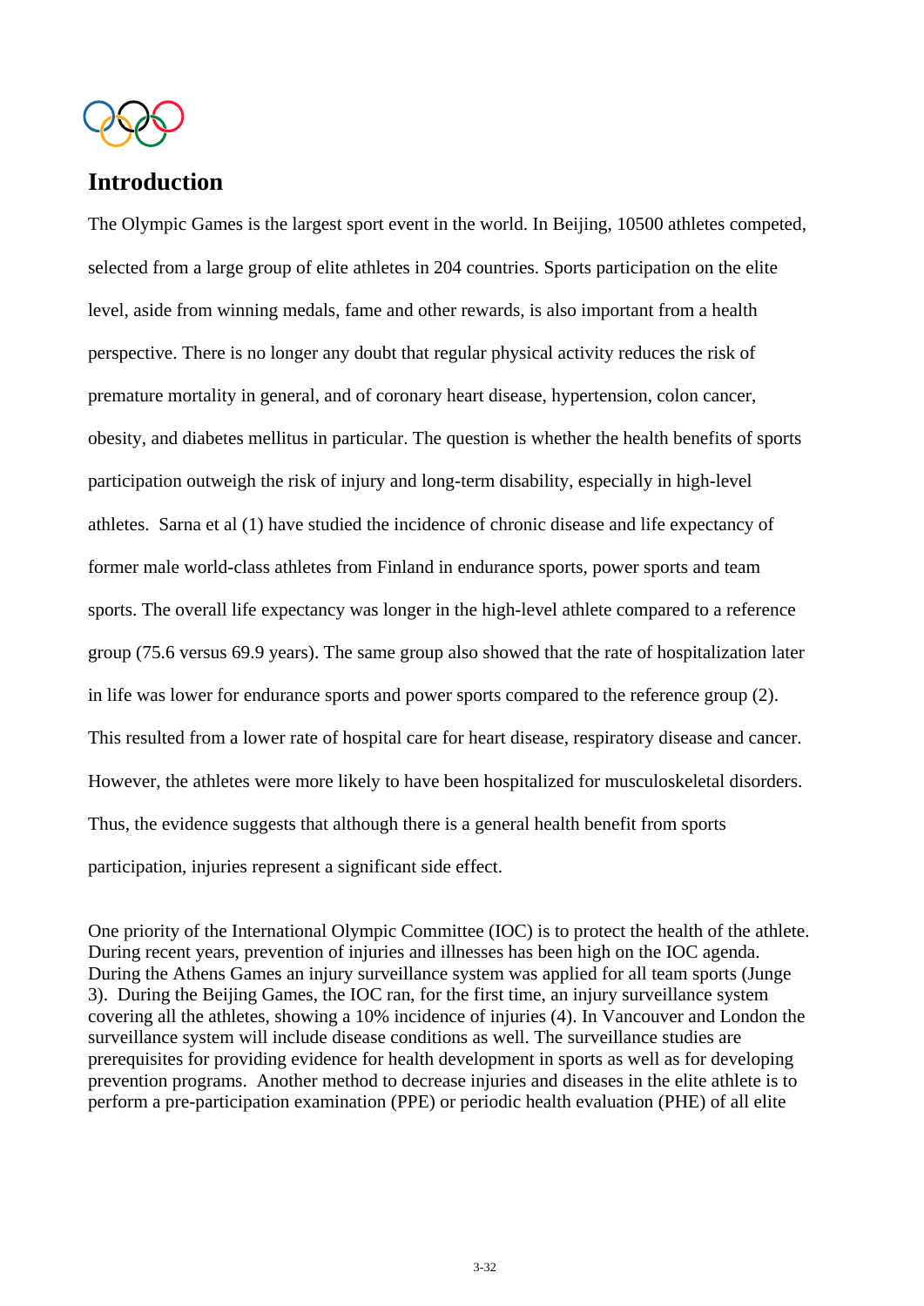## Introduction

The Olympic Games is the largest sport event in the world. In Beijing, 10500 athletes competed, selected from a large group of elite athletes in 204 countries. Sports participation on the elite level, aside from winning medals, fame and other rewards, is also important from a health perspective. There is no longer any doubt that regular physical activity reduces the risk of premature mortality in general, and of coronary heart disease, hypertension, colon cancer, obesity, and diabetes mellitus in particular. The question is whether the health benefits of sports participation outweigh the risk of injury and long-term disability, especially in high-level athletes. Sarna et al (1) have studied the incidence of chronic disease and life expectancy of former male world-class athletes from Finland in endurance sports, power sports and team sports. The overall life expectancy was longer in the high-level athlete compared to a reference group (75.6 versus 69.9 years). The same group also showed that the rate of hospitalization later in life was lower for endurance sports and power sports compared to the reference group (2). This resulted from a lower rate of hospital care for heart disease, respiratory disease and cancer. However, the athletes were more likely to have been hospitalized for musculoskeletal disorders. Thus, the evidence suggests that although there is a general health benefit from sports participation, injuries represent a significant side effect.

One priority of the International Olympic Committee (IOC) is to protect the health of the athlete. During recent years, prevention of injuries and illnesses has been high on the IOC agenda. During the Athens Games an injury surveillance system was applied for all team sports (Junge 3). During the Beijing Games, the IOC ran, for the first time, an injury surveillance system covering all the athletes, showing a 10% incidence of injuries (4). In Vancouver and London the surveillance system will include disease conditions as well. The surveillance studies are prerequisites for providing evidence for health development in sports as well as for developing prevention programs. Another method to decrease injuries and diseases in the elite athlete is to perform a pre-participation examination (PPE) or periodic health evaluation (PHE) of all elite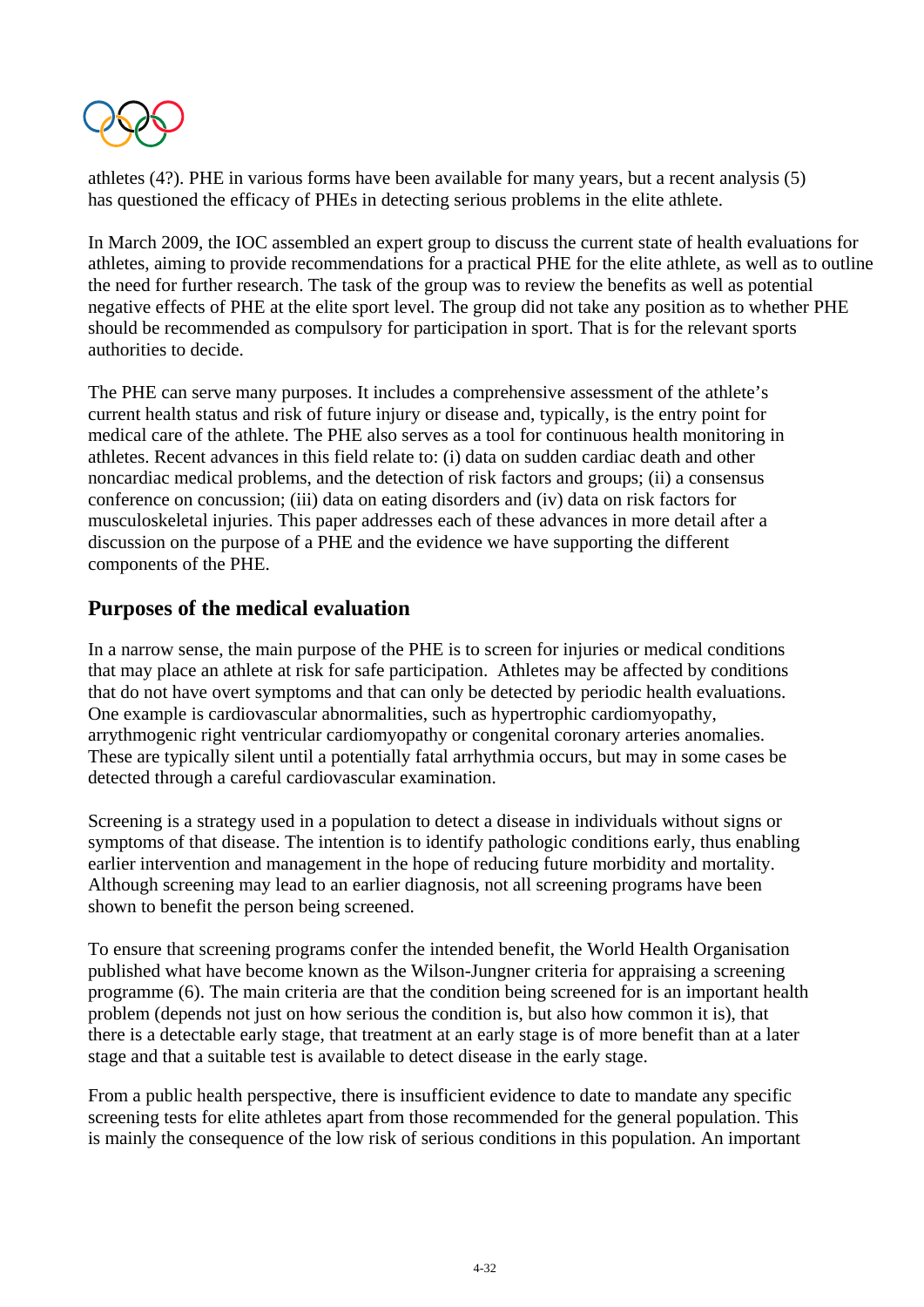athletes (4?). PHE in various forms have been available for many years, but a recent analysis (5) has questioned the efficacy of PHEs in detecting serious problems in the elite athlete.

In March 2009, the IOC assembled an expert group to discuss the current state of health evaluations for athletes, aiming to provide recommendations for a practical PHE for the elite athlete, as well as to outline the need for further research. The task of the group was to review the benefits as well as potential negative effects of PHE at the elite sport level. The group did not take any position as to whether PHE should be recommended as compulsory for participation in sport. That is for the relevant sports authorities to decide.

The PHE can serve many purposes. It includes a comprehensive assessment of the athlete's current health status and risk of future injury or disease and, typically, is the entry point for medical care of the athlete. The PHE also serves as a tool for continuous health monitoring in athletes. Recent advances in this field relate to: (i) data on sudden cardiac death and other noncardiac medical problems, and the detection of risk factors and groups; (ii) a consensus conference on concussion; (iii) data on eating disorders and (iv) data on risk factors for musculoskeletal injuries. This paper addresses each of these advances in more detail after a discussion on the purpose of a PHE and the evidence we have supporting the different components of the PHE.

## Purposes of the medical evaluation

In a narrow sense, the main purpose of the PHE is to screen for injuries or medical conditions that may place an athlete at risk for safe participation. Athletes may be affected by conditions that do not have overt symptoms and that can only be detected by periodic health evaluations. One example is cardiovascular abnormalities, such as hypertrophic cardiomyopathy, arrythmogenic right ventricular cardiomyopathy or congenital coronary arteries anomalies. These are typically silent until a potentially fatal arrhythmia occurs, but may in some cases be detected through a careful cardiovascular examination.

Screening is a strategy used in a population to detect a disease in individuals without signs or symptoms of that disease. The intention is to identify pathologic conditions early, thus enabling earlier intervention and management in the hope of reducing future morbidity and mortality. Although screening may lead to an earlier diagnosis, not all screening programs have been shown to benefit the person being screened.

To ensure that screening programs confer the intended benefit, the World Health Organisation published what have become known as the Wilson-Jungner criteria for appraising a screening programme (6). The main criteria are that the condition being screened for is an important health problem (depends not just on how serious the condition is, but also how common it is), that there is a detectable early stage, that treatment at an early stage is of more benefit than at a later stage and that a suitable test is available to detect disease in the early stage.

From a public health perspective, there is insufficient evidence to date to mandate any specific screening tests for elite athletes apart from those recommended for the general population. This is mainly the consequence of the low risk of serious conditions in this population. An important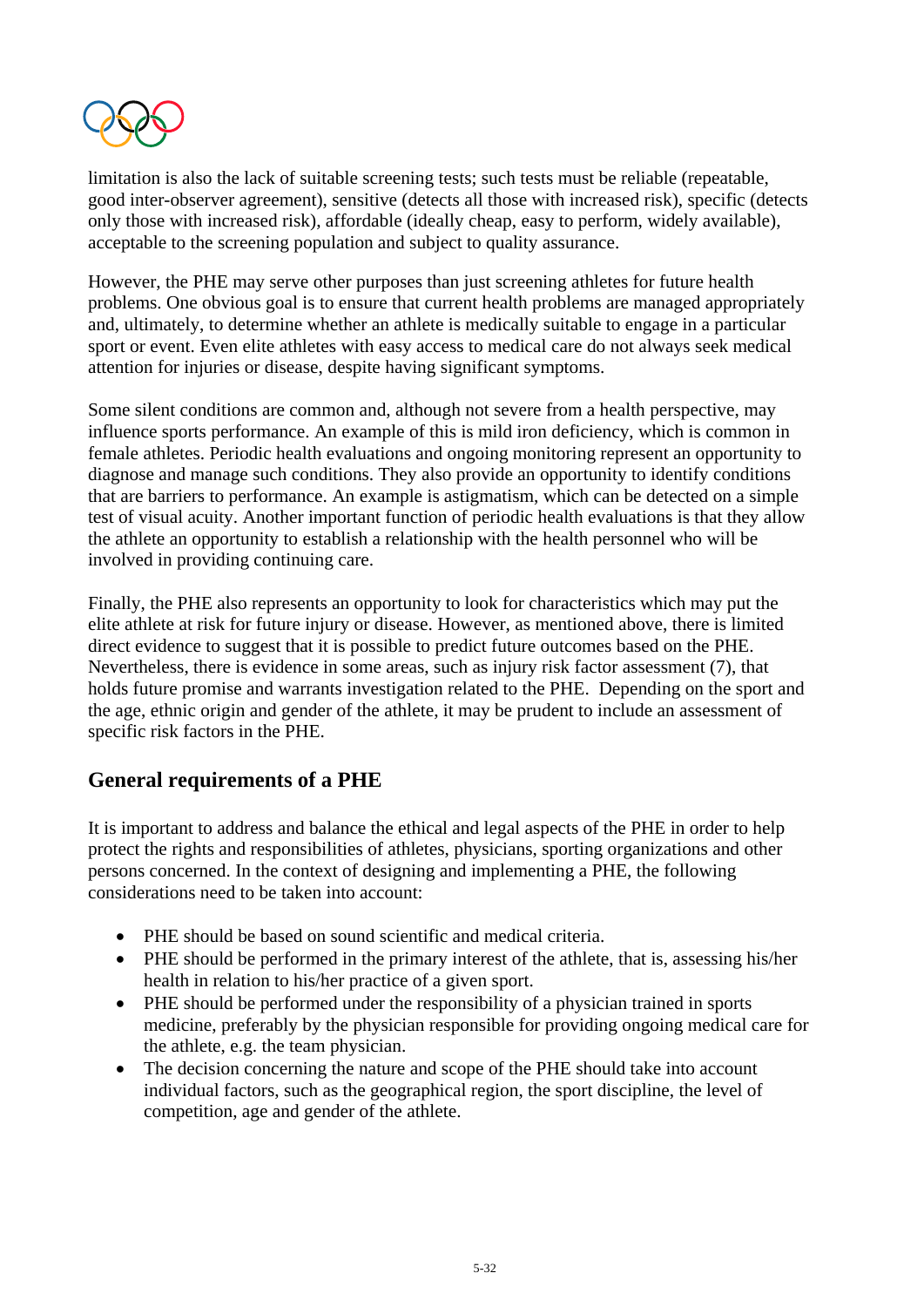limitation is also the lack of suitable screening tests; such tests must be reliable (repeatable, good inter-observer agreement), sensitive (detects all those with increased risk), specific (detects only those with increased risk), affordable (ideally cheap, easy to perform, widely available), acceptable to the screening population and subject to quality assurance.

However, the PHE may serve other purposes than just screening athletes for future health problems. One obvious goal is to ensure that current health problems are managed appropriately and, ultimately, to determine whether an athlete is medically suitable to engage in a particular sport or event. Even elite athletes with easy access to medical care do not always seek medical attention for injuries or disease, despite having significant symptoms.

Some silent conditions are common and, although not severe from a health perspective, may influence sports performance. An example of this is mild iron deficiency, which is common in female athletes. Periodic health evaluations and ongoing monitoring represent an opportunity to diagnose and manage such conditions. They also provide an opportunity to identify conditions that are barriers to performance. An example is astigmatism, which can be detected on a simple test of visual acuity. Another important function of periodic health evaluations is that they allow the athlete an opportunity to establish a relationship with the health personnel who will be involved in providing continuing care.

Finally, the PHE also represents an opportunity to look for characteristics which may put the elite athlete at risk for future injury or disease. However, as mentioned above, there is limited direct evidence to suggest that it is possible to predict future outcomes based on the PHE. Nevertheless, there is evidence in some areas, such as injury risk factor assessment (7), that holds future promise and warrants investigation related to the PHE. Depending on the sport and the age, ethnic origin and gender of the athlete, it may be prudent to include an assessment of specific risk factors in the PHE.

## General requirements of a PHE

It is important to address and balance the ethical and legal aspects of the PHE in order to help protect the rights and responsibilities of athletes, physicians, sporting organizations and other persons concerned. In the context of designing and implementing a PHE, the following considerations need to be taken into account:

- PHE should be based on sound scientific and medical criteria.
- PHE should be performed in the primary interest of the athlete, that is, assessing his/her health in relation to his/her practice of a given sport.
- PHE should be performed under the responsibility of a physician trained in sports medicine, preferably by the physician responsible for providing ongoing medical care for the athlete, e.g. the team physician.
- The decision concerning the nature and scope of the PHE should take into account individual factors, such as the geographical region, the sport discipline, the level of competition, age and gender of the athlete.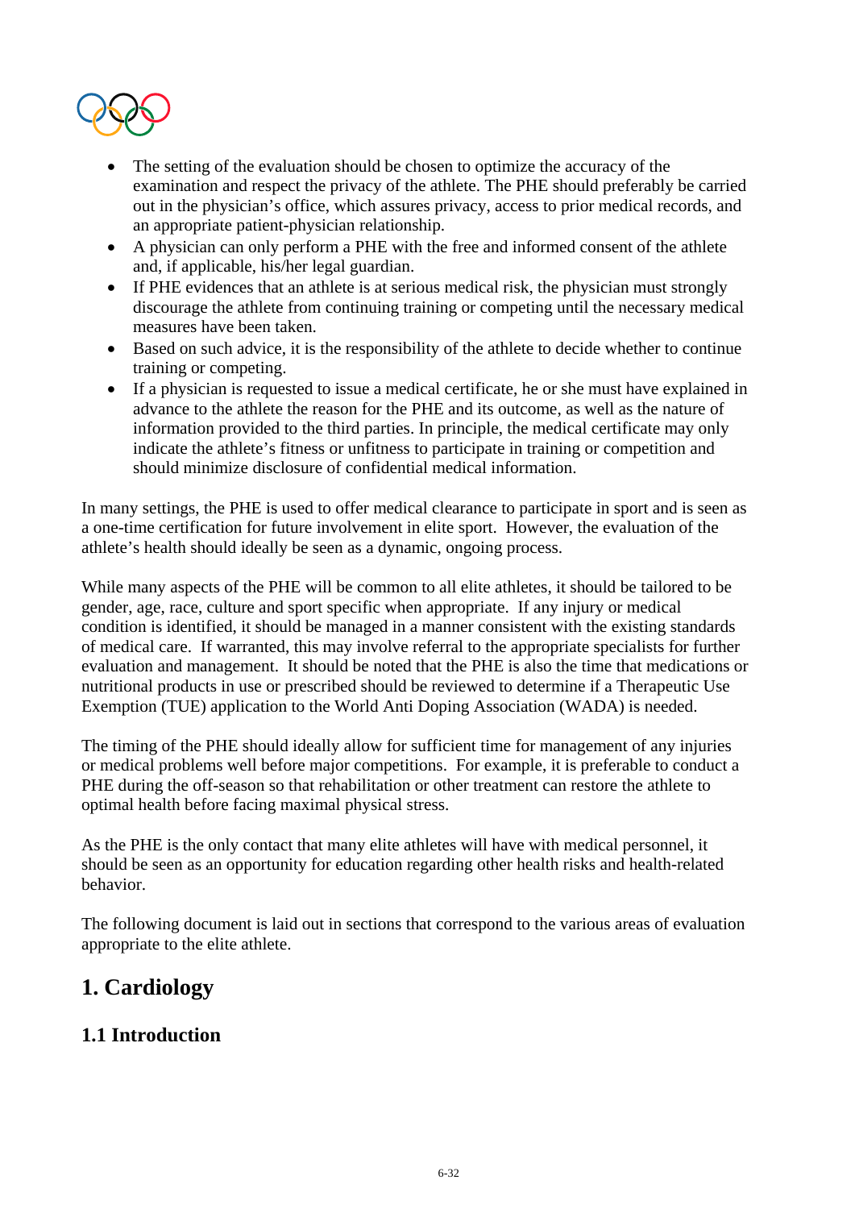- The setting of the evaluation should be chosen to optimize the accuracy of the examination and respect the privacy of the athlete. The PHE should preferably be carried out in the physician's office, which assures privacy, access to prior medical records, and an appropriate patient-physician relationship.
- A physician can only perform a PHE with the free and informed consent of the athlete and, if applicable, his/her legal guardian.
- If PHE evidences that an athlete is at serious medical risk, the physician must strongly discourage the athlete from continuing training or competing until the necessary medical measures have been taken.
- Based on such advice, it is the responsibility of the athlete to decide whether to continue training or competing.
- If a physician is requested to issue a medical certificate, he or she must have explained in advance to the athlete the reason for the PHE and its outcome, as well as the nature of information provided to the third parties. In principle, the medical certificate may only indicate the athlete's fitness or unfitness to participate in training or competition and should minimize disclosure of confidential medical information.

In many settings, the PHE is used to offer medical clearance to participate in sport and is seen as a one-time certification for future involvement in elite sport. However, the evaluation of the athlete's health should ideally be seen as a dynamic, ongoing process.

While many aspects of the PHE will be common to all elite athletes, it should be tailored to be gender, age, race, culture and sport specific when appropriate. If any injury or medical condition is identified, it should be managed in a manner consistent with the existing standards of medical care. If warranted, this may involve referral to the appropriate specialists for further evaluation and management. It should be noted that the PHE is also the time that medications or nutritional products in use or prescribed should be reviewed to determine if a Therapeutic Use Exemption (TUE) application to the World Anti Doping Association (WADA) is needed.

The timing of the PHE should ideally allow for sufficient time for management of any injuries or medical problems well before major competitions. For example, it is preferable to conduct a PHE during the off-season so that rehabilitation or other treatment can restore the athlete to optimal health before facing maximal physical stress.

As the PHE is the only contact that many elite athletes will have with medical personnel, it should be seen as an opportunity for education regarding other health risks and health-related behavior.

The following document is laid out in sections that correspond to the various areas of evaluation appropriate to the elite athlete.

## 1. Cardiology

### 1.1 Introduction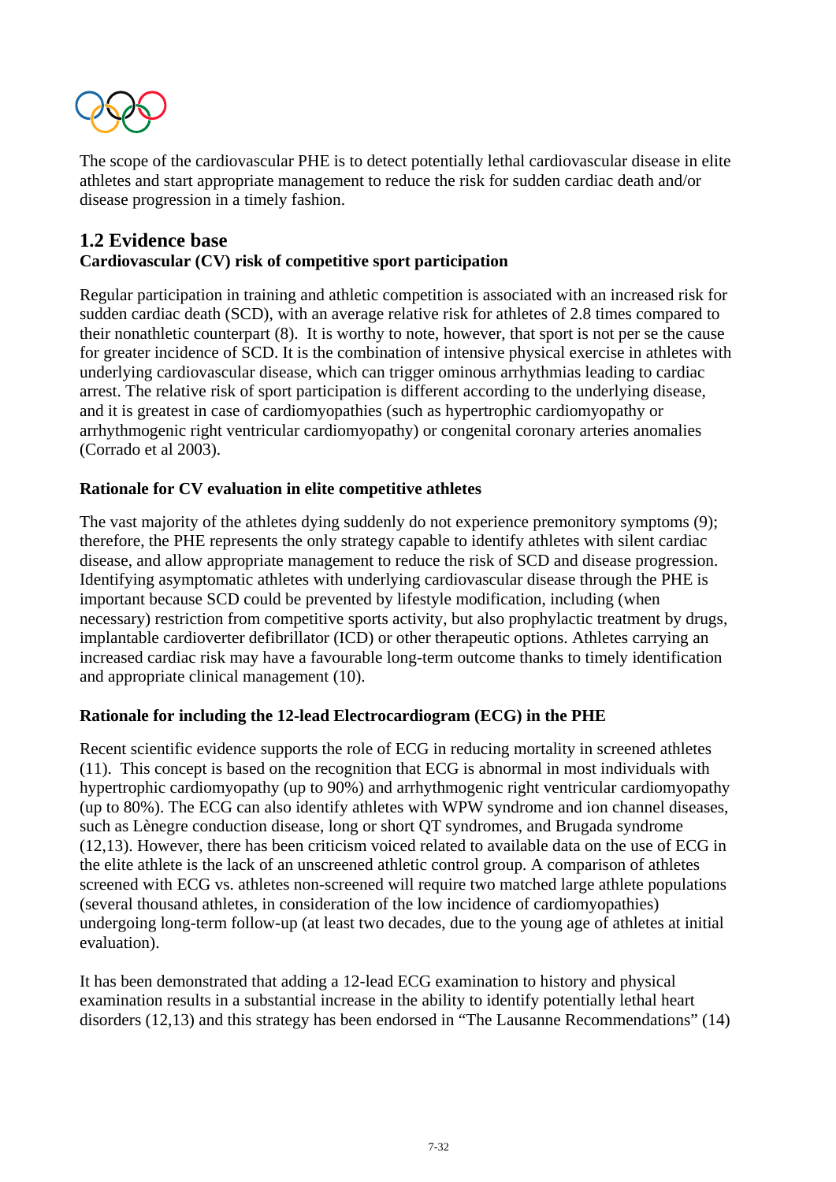The scope of the cardiovascular PHE is to detect potentially lethal cardiovascular disease in elite athletes and start appropriate management to reduce the risk for sudden cardiac death and/or disease progression in a timely fashion.

## 1.2 Evidence base

**Cardiovascular (CV) risk of competitive sport participation**

Regular participation in training and athletic competition is associated with an increased risk for sudden cardiac death (SCD), with an average relative risk for athletes of 2.8 times compared to their nonathletic counterpart (8). It is worthy to note, however, that sport is not per se the cause for greater incidence of SCD. It is the combination of intensive physical exercise in athletes with underlying cardiovascular disease, which can trigger ominous arrhythmias leading to cardiac arrest. The relative risk of sport participation is different according to the underlying disease, and it is greatest in case of cardiomyopathies (such as hypertrophic cardiomyopathy or arrhythmogenic right ventricular cardiomyopathy) or congenital coronary arteries anomalies (Corrado et al 2003).

**Rationale for CV evaluation in elite competitive athletes**

The vast majority of the athletes dying suddenly do not experience premonitory symptoms (9); therefore, the PHE represents the only strategy capable to identify athletes with silent cardiac disease, and allow appropriate management to reduce the risk of SCD and disease progression. Identifying asymptomatic athletes with underlying cardiovascular disease through the PHE is important because SCD could be prevented by lifestyle modification, including (when necessary) restriction from competitive sports activity, but also prophylactic treatment by drugs, implantable cardioverter defibrillator (ICD) or other therapeutic options. Athletes carrying an increased cardiac risk may have a favourable long-term outcome thanks to timely identification and appropriate clinical management (10).

**Rationale for including the 12-lead Electrocardiogram (ECG) in the PHE**

Recent scientific evidence supports the role of ECG in reducing mortality in screened athletes (11). This concept is based on the recognition that ECG is abnormal in most individuals with hypertrophic cardiomyopathy (up to 90%) and arrhythmogenic right ventricular cardiomyopathy (up to 80%). The ECG can also identify athletes with WPW syndrome and ion channel diseases, such as Lènegre conduction disease, long or short QT syndromes, and Brugada syndrome (12,13). However, there has been criticism voiced related to available data on the use of ECG in the elite athlete is the lack of an unscreened athletic control group. A comparison of athletes screened with ECG vs. athletes non-screened will require two matched large athlete populations (several thousand athletes, in consideration of the low incidence of cardiomyopathies) undergoing long-term follow-up (at least two decades, due to the young age of athletes at initial evaluation).

It has been demonstrated that adding a 12-lead ECG examination to history and physical examination results in a substantial increase in the ability to identify potentially lethal heart disorders (12,13) and this strategy has been endorsed in "The Lausanne Recommendations" (14)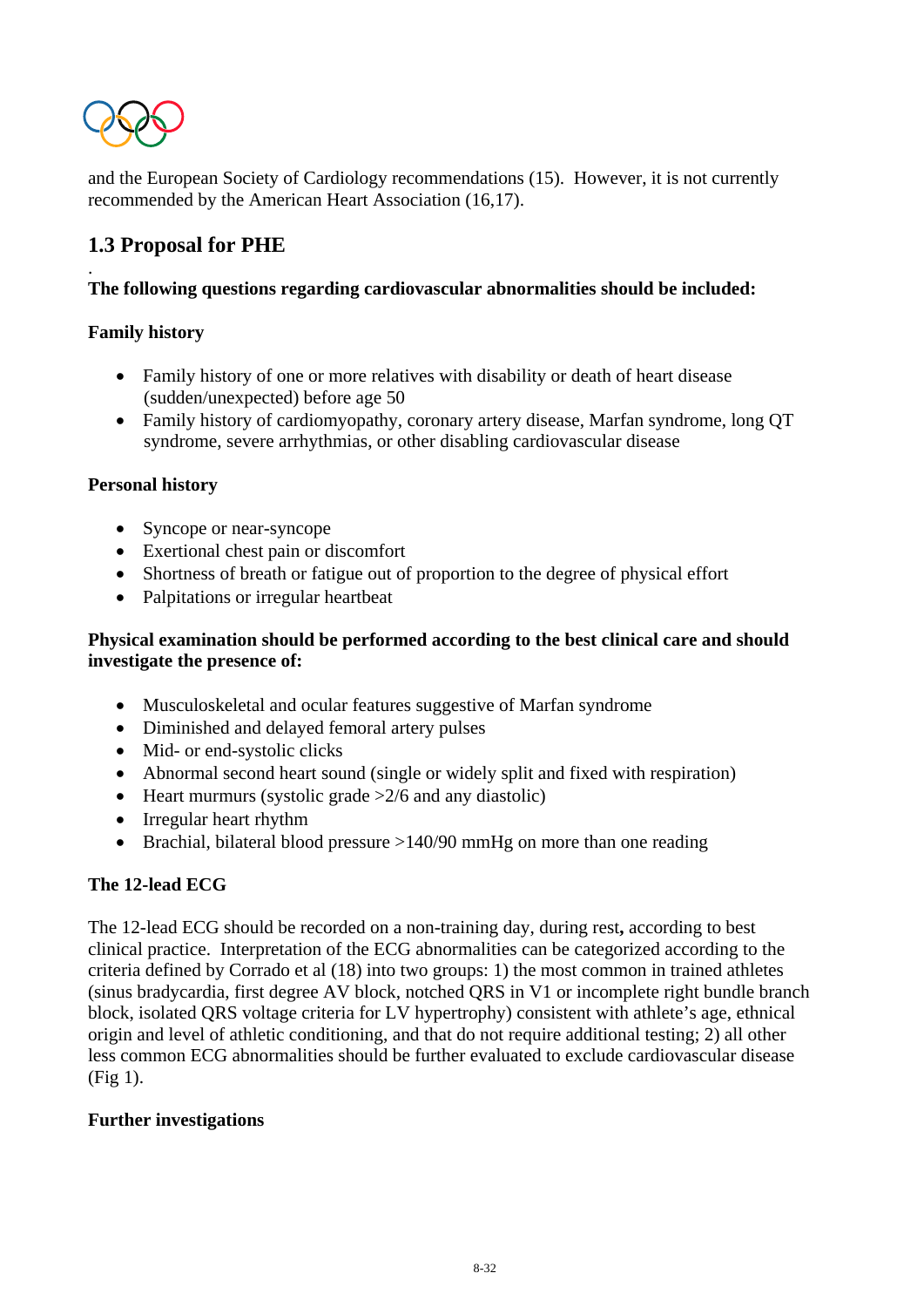and the European Society of Cardiology recommendations (15). However, it is not currently recommended by the American Heart Association (16,17).

## 1.3 Proposal for PHE

.

**The following questions regarding cardiovascular abnormalities should be included:**

**Family history**

- Family history of one or more relatives with disability or death of heart disease (sudden/unexpected) before age 50
- Family history of cardiomyopathy, coronary artery disease, Marfan syndrome, long QT syndrome, severe arrhythmias, or other disabling cardiovascular disease

**Personal history**

- Syncope or near-syncope
- Exertional chest pain or discomfort
- Shortness of breath or fatigue out of proportion to the degree of physical effort
- Palpitations or irregular heartbeat

**Physical examination should be performed according to the best clinical care and should investigate the presence of:**

- Musculoskeletal and ocular features suggestive of Marfan syndrome
- Diminished and delayed femoral artery pulses
- Mid- or end-systolic clicks
- Abnormal second heart sound (single or widely split and fixed with respiration)
- Heart murmurs (systolic grade >2/6 and any diastolic)
- Irregular heart rhythm
- Brachial, bilateral blood pressure >140/90 mmHg on more than one reading

**The 12-lead ECG**

The 12-lead ECG should be recorded on a non-training day, during rest**,** according to best clinical practice. Interpretation of the ECG abnormalities can be categorized according to the criteria defined by Corrado et al (18) into two groups: 1) the most common in trained athletes (sinus bradycardia, first degree AV block, notched QRS in V1 or incomplete right bundle branch block, isolated QRS voltage criteria for LV hypertrophy) consistent with athlete's age, ethnical origin and level of athletic conditioning, and that do not require additional testing; 2) all other less common ECG abnormalities should be further evaluated to exclude cardiovascular disease (Fig 1).

**Further investigations**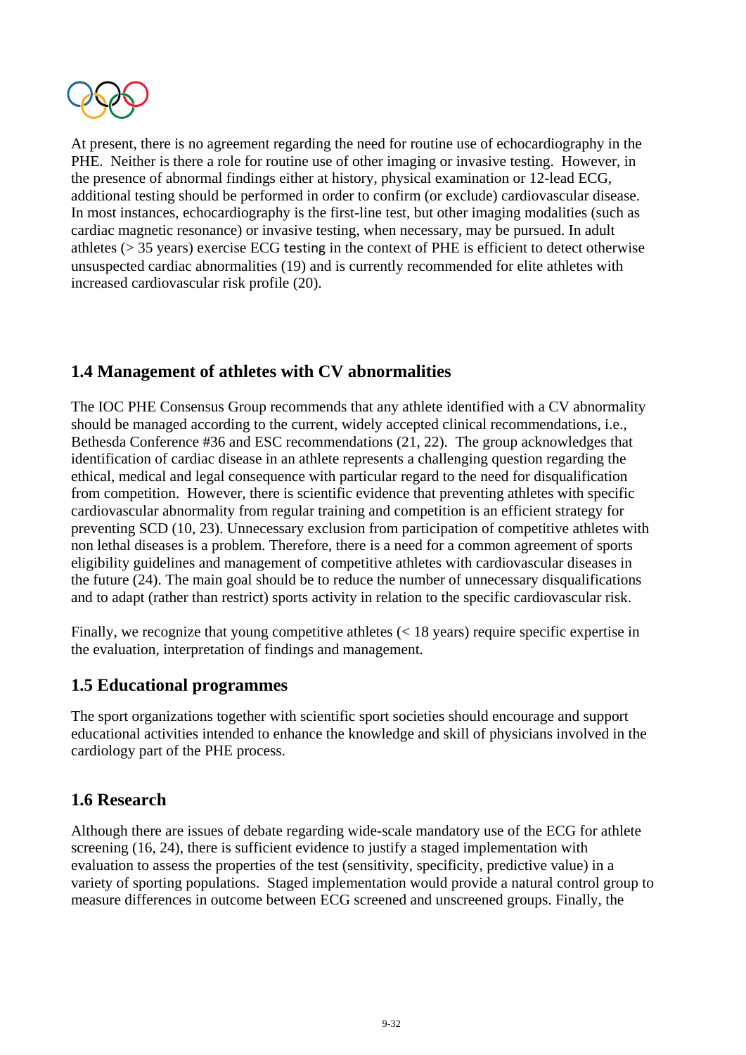At present, there is no agreement regarding the need for routine use of echocardiography in the PHE. Neither is there a role for routine use of other imaging or invasive testing. However, in the presence of abnormal findings either at history, physical examination or 12-lead ECG, additional testing should be performed in order to confirm (or exclude) cardiovascular disease. In most instances, echocardiography is the first-line test, but other imaging modalities (such as cardiac magnetic resonance) or invasive testing, when necessary, may be pursued. In adult athletes (> 35 years) exercise ECG testing in the context of PHE is efficient to detect otherwise unsuspected cardiac abnormalities (19) and is currently recommended for elite athletes with increased cardiovascular risk profile (20).

## 1.4 Management of athletes with CV abnormalities

The IOC PHE Consensus Group recommends that any athlete identified with a CV abnormality should be managed according to the current, widely accepted clinical recommendations, i.e., Bethesda Conference #36 and ESC recommendations (21, 22). The group acknowledges that identification of cardiac disease in an athlete represents a challenging question regarding the ethical, medical and legal consequence with particular regard to the need for disqualification from competition. However, there is scientific evidence that preventing athletes with specific cardiovascular abnormality from regular training and competition is an efficient strategy for preventing SCD (10, 23). Unnecessary exclusion from participation of competitive athletes with non lethal diseases is a problem. Therefore, there is a need for a common agreement of sports eligibility guidelines and management of competitive athletes with cardiovascular diseases in the future (24). The main goal should be to reduce the number of unnecessary disqualifications and to adapt (rather than restrict) sports activity in relation to the specific cardiovascular risk.

Finally, we recognize that young competitive athletes (< 18 years) require specific expertise in the evaluation, interpretation of findings and management.

## 1.5 Educational programmes

The sport organizations together with scientific sport societies should encourage and support educational activities intended to enhance the knowledge and skill of physicians involved in the cardiology part of the PHE process.

## 1.6 Research

Although there are issues of debate regarding wide-scale mandatory use of the ECG for athlete screening (16, 24), there is sufficient evidence to justify a staged implementation with evaluation to assess the properties of the test (sensitivity, specificity, predictive value) in a variety of sporting populations. Staged implementation would provide a natural control group to measure differences in outcome between ECG screened and unscreened groups. Finally, the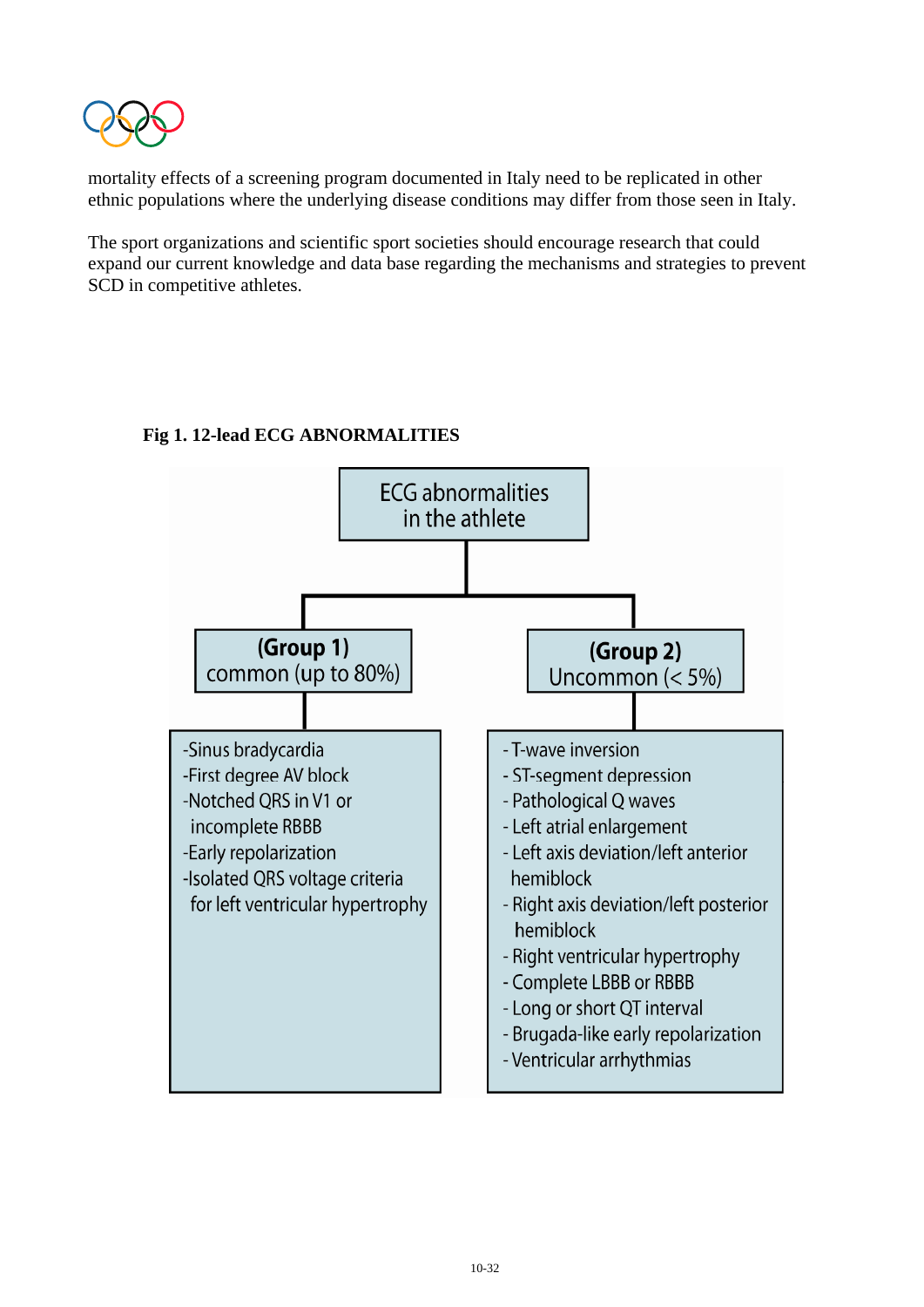mortality effects of a screening program documented in Italy need to be replicated in other ethnic populations where the underlying disease conditions may differ from those seen in Italy.

The sport organizations and scientific sport societies should encourage research that could expand our current knowledge and data base regarding the mechanisms and strategies to prevent SCD in competitive athletes.

**Fig 1. 12-lead ECG ABNORMALITIES**

ECG abnormalities in the athlete

**(Group 1)** common (up to 80%)

- Sinus bradycardia
- First degree AV block
- Notched QRS in V1 or incomplete RBBB
- Early repolarization
- Isolated QRS voltage criteria for left ventricular hypertrophy

**(Group 2)** Uncommon (< 5%)

- T-wave inversion
- ST-segment depression
- Pathological Q waves
- Left atrial enlargement
- Left axis deviation/left anterior hemiblock
- Right axis deviation/left posterior hemiblock
- Right ventricular hypertrophy
- Complete LBBB or RBBB
- Long or short QT interval
- Brugada-like early repolarization
- Ventricular arrhythmias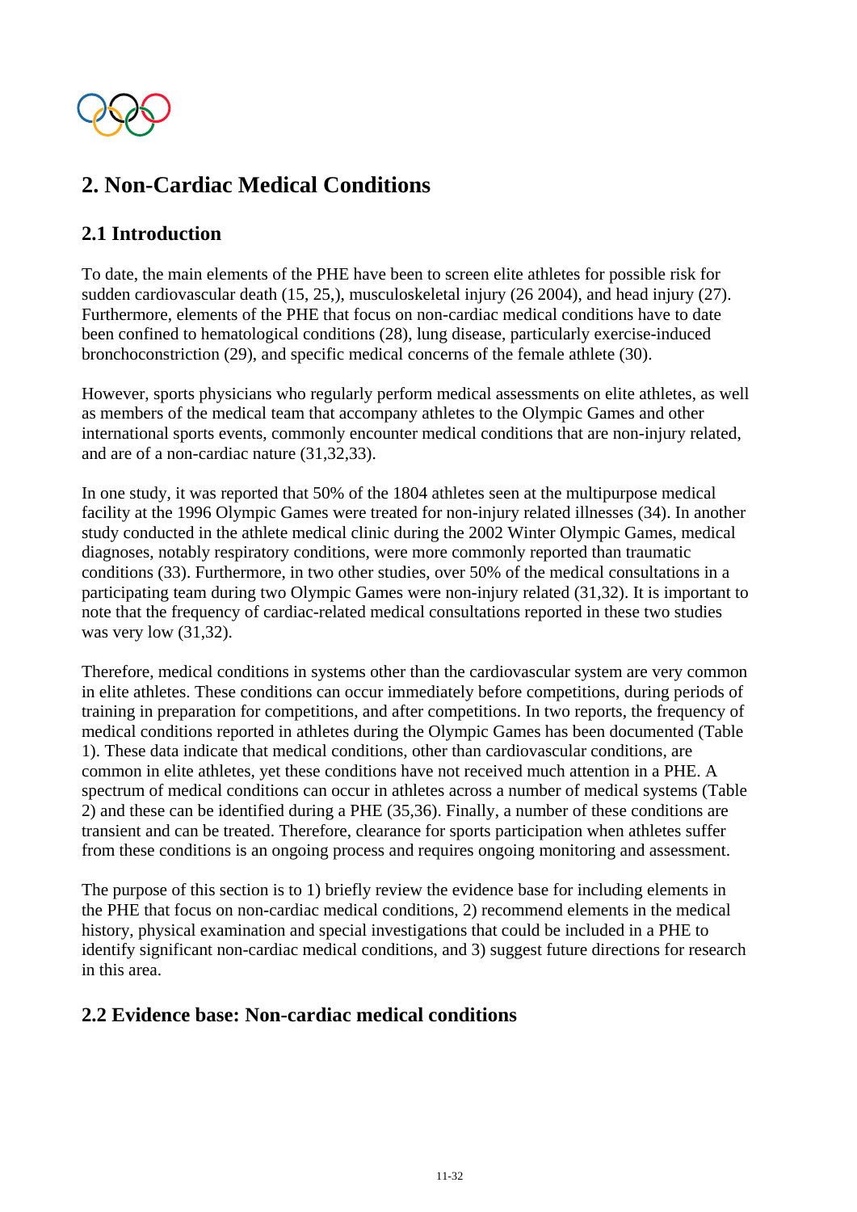# 2. Non-Cardiac Medical Conditions

## 2.1 Introduction

To date, the main elements of the PHE have been to screen elite athletes for possible risk for sudden cardiovascular death (15, 25,), musculoskeletal injury (26 2004), and head injury (27). Furthermore, elements of the PHE that focus on non-cardiac medical conditions have to date been confined to hematological conditions (28), lung disease, particularly exercise-induced bronchoconstriction (29), and specific medical concerns of the female athlete (30).

However, sports physicians who regularly perform medical assessments on elite athletes, as well as members of the medical team that accompany athletes to the Olympic Games and other international sports events, commonly encounter medical conditions that are non-injury related, and are of a non-cardiac nature (31,32,33).

In one study, it was reported that 50% of the 1804 athletes seen at the multipurpose medical facility at the 1996 Olympic Games were treated for non-injury related illnesses (34). In another study conducted in the athlete medical clinic during the 2002 Winter Olympic Games, medical diagnoses, notably respiratory conditions, were more commonly reported than traumatic conditions (33). Furthermore, in two other studies, over 50% of the medical consultations in a participating team during two Olympic Games were non-injury related (31,32). It is important to note that the frequency of cardiac-related medical consultations reported in these two studies was very low (31,32).

Therefore, medical conditions in systems other than the cardiovascular system are very common in elite athletes. These conditions can occur immediately before competitions, during periods of training in preparation for competitions, and after competitions. In two reports, the frequency of medical conditions reported in athletes during the Olympic Games has been documented (Table 1). These data indicate that medical conditions, other than cardiovascular conditions, are common in elite athletes, yet these conditions have not received much attention in a PHE. A spectrum of medical conditions can occur in athletes across a number of medical systems (Table 2) and these can be identified during a PHE (35,36). Finally, a number of these conditions are transient and can be treated. Therefore, clearance for sports participation when athletes suffer from these conditions is an ongoing process and requires ongoing monitoring and assessment.

The purpose of this section is to 1) briefly review the evidence base for including elements in the PHE that focus on non-cardiac medical conditions, 2) recommend elements in the medical history, physical examination and special investigations that could be included in a PHE to identify significant non-cardiac medical conditions, and 3) suggest future directions for research in this area.

## 2.2 Evidence base: Non-cardiac medical conditions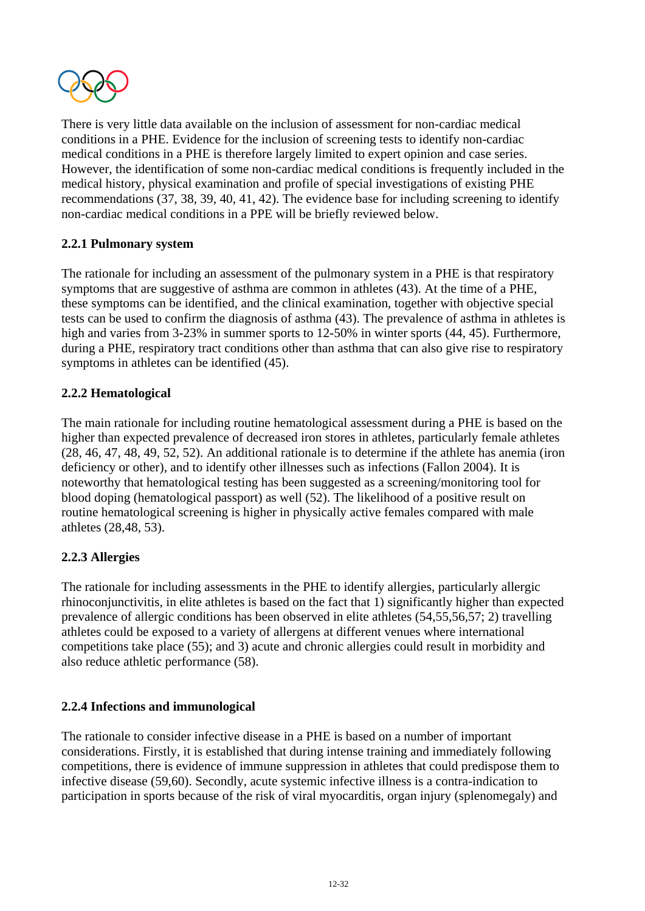There is very little data available on the inclusion of assessment for non-cardiac medical conditions in a PHE. Evidence for the inclusion of screening tests to identify non-cardiac medical conditions in a PHE is therefore largely limited to expert opinion and case series. However, the identification of some non-cardiac medical conditions is frequently included in the medical history, physical examination and profile of special investigations of existing PHE recommendations (37, 38, 39, 40, 41, 42). The evidence base for including screening to identify non-cardiac medical conditions in a PPE will be briefly reviewed below.

### 2.2.1 Pulmonary system

The rationale for including an assessment of the pulmonary system in a PHE is that respiratory symptoms that are suggestive of asthma are common in athletes (43). At the time of a PHE, these symptoms can be identified, and the clinical examination, together with objective special tests can be used to confirm the diagnosis of asthma (43). The prevalence of asthma in athletes is high and varies from 3-23% in summer sports to 12-50% in winter sports (44, 45). Furthermore, during a PHE, respiratory tract conditions other than asthma that can also give rise to respiratory symptoms in athletes can be identified (45).

### 2.2.2 Hematological

The main rationale for including routine hematological assessment during a PHE is based on the higher than expected prevalence of decreased iron stores in athletes, particularly female athletes (28, 46, 47, 48, 49, 52, 52). An additional rationale is to determine if the athlete has anemia (iron deficiency or other), and to identify other illnesses such as infections (Fallon 2004). It is noteworthy that hematological testing has been suggested as a screening/monitoring tool for blood doping (hematological passport) as well (52). The likelihood of a positive result on routine hematological screening is higher in physically active females compared with male athletes (28,48, 53).

### 2.2.3 Allergies

The rationale for including assessments in the PHE to identify allergies, particularly allergic rhinoconjunctivitis, in elite athletes is based on the fact that 1) significantly higher than expected prevalence of allergic conditions has been observed in elite athletes (54,55,56,57; 2) travelling athletes could be exposed to a variety of allergens at different venues where international competitions take place (55); and 3) acute and chronic allergies could result in morbidity and also reduce athletic performance (58).

### 2.2.4 Infections and immunological

The rationale to consider infective disease in a PHE is based on a number of important considerations. Firstly, it is established that during intense training and immediately following competitions, there is evidence of immune suppression in athletes that could predispose them to infective disease (59,60). Secondly, acute systemic infective illness is a contra-indication to participation in sports because of the risk of viral myocarditis, organ injury (splenomegaly) and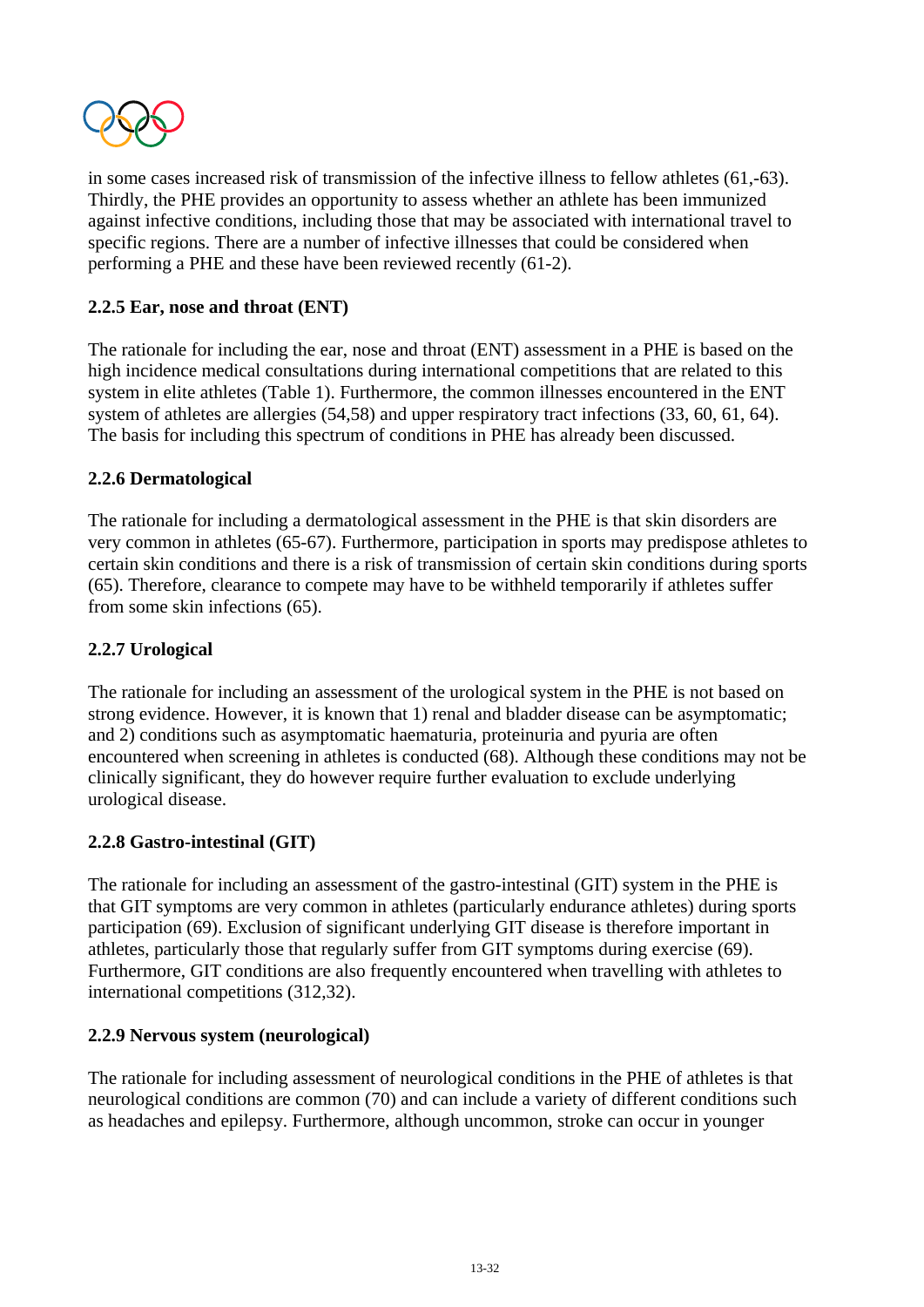in some cases increased risk of transmission of the infective illness to fellow athletes (61,-63). Thirdly, the PHE provides an opportunity to assess whether an athlete has been immunized against infective conditions, including those that may be associated with international travel to specific regions. There are a number of infective illnesses that could be considered when performing a PHE and these have been reviewed recently (61-2).

**2.2.5 Ear, nose and throat (ENT)**

The rationale for including the ear, nose and throat (ENT) assessment in a PHE is based on the high incidence medical consultations during international competitions that are related to this system in elite athletes (Table 1). Furthermore, the common illnesses encountered in the ENT system of athletes are allergies (54,58) and upper respiratory tract infections (33, 60, 61, 64). The basis for including this spectrum of conditions in PHE has already been discussed.

**2.2.6 Dermatological**

The rationale for including a dermatological assessment in the PHE is that skin disorders are very common in athletes (65-67). Furthermore, participation in sports may predispose athletes to certain skin conditions and there is a risk of transmission of certain skin conditions during sports (65). Therefore, clearance to compete may have to be withheld temporarily if athletes suffer from some skin infections (65).

**2.2.7 Urological**

The rationale for including an assessment of the urological system in the PHE is not based on strong evidence. However, it is known that 1) renal and bladder disease can be asymptomatic; and 2) conditions such as asymptomatic haematuria, proteinuria and pyuria are often encountered when screening in athletes is conducted (68). Although these conditions may not be clinically significant, they do however require further evaluation to exclude underlying urological disease.

**2.2.8 Gastro-intestinal (GIT)**

The rationale for including an assessment of the gastro-intestinal (GIT) system in the PHE is that GIT symptoms are very common in athletes (particularly endurance athletes) during sports participation (69). Exclusion of significant underlying GIT disease is therefore important in athletes, particularly those that regularly suffer from GIT symptoms during exercise (69). Furthermore, GIT conditions are also frequently encountered when travelling with athletes to international competitions (312,32).

**2.2.9 Nervous system (neurological)**

The rationale for including assessment of neurological conditions in the PHE of athletes is that neurological conditions are common (70) and can include a variety of different conditions such as headaches and epilepsy. Furthermore, although uncommon, stroke can occur in younger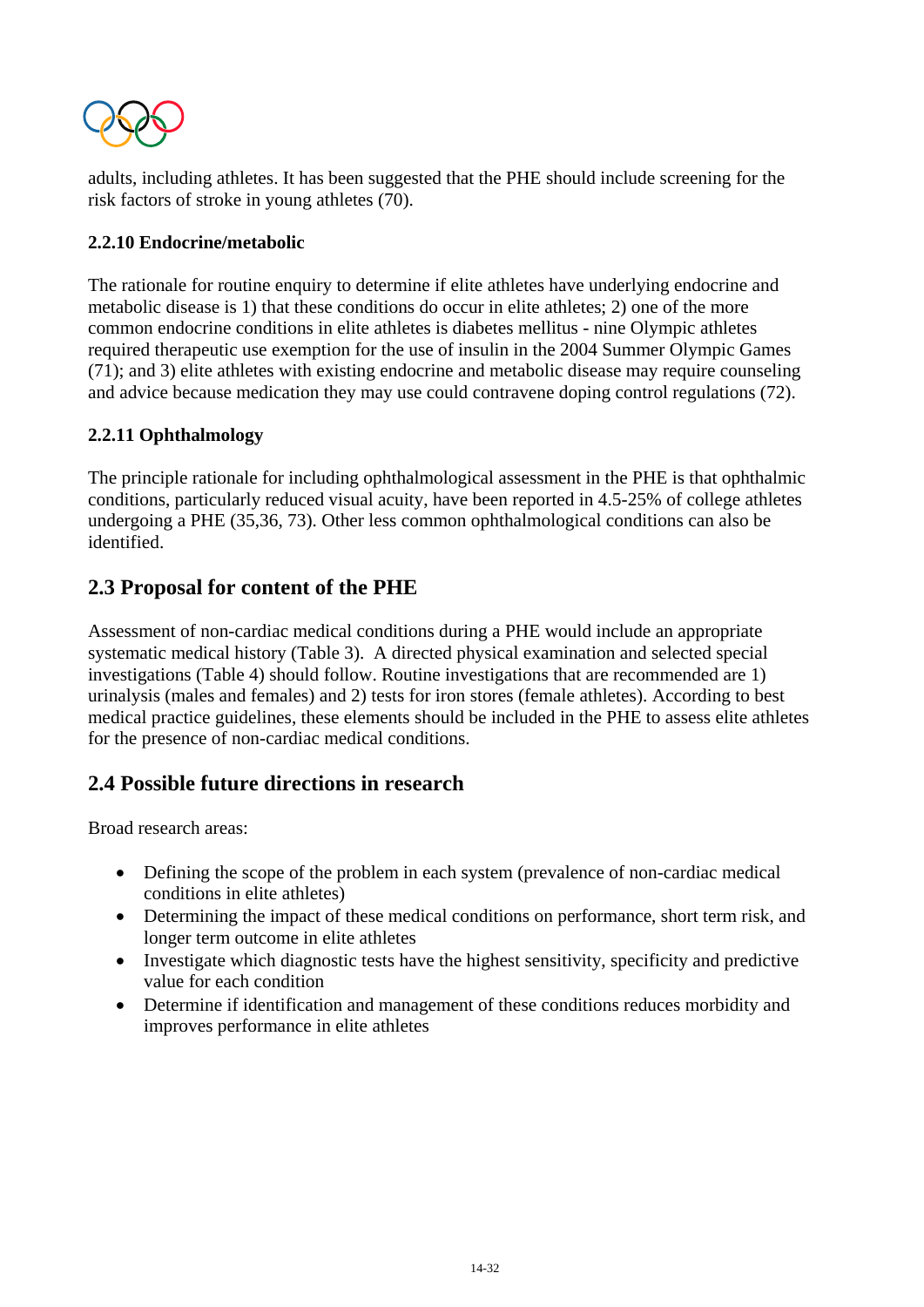adults, including athletes. It has been suggested that the PHE should include screening for the risk factors of stroke in young athletes (70).

**2.2.10 Endocrine/metabolic**

The rationale for routine enquiry to determine if elite athletes have underlying endocrine and metabolic disease is 1) that these conditions do occur in elite athletes; 2) one of the more common endocrine conditions in elite athletes is diabetes mellitus - nine Olympic athletes required therapeutic use exemption for the use of insulin in the 2004 Summer Olympic Games (71); and 3) elite athletes with existing endocrine and metabolic disease may require counseling and advice because medication they may use could contravene doping control regulations (72).

**2.2.11 Ophthalmology**

The principle rationale for including ophthalmological assessment in the PHE is that ophthalmic conditions, particularly reduced visual acuity, have been reported in 4.5-25% of college athletes undergoing a PHE (35,36, 73). Other less common ophthalmological conditions can also be identified.

## 2.3 Proposal for content of the PHE

Assessment of non-cardiac medical conditions during a PHE would include an appropriate systematic medical history (Table 3). A directed physical examination and selected special investigations (Table 4) should follow. Routine investigations that are recommended are 1) urinalysis (males and females) and 2) tests for iron stores (female athletes). According to best medical practice guidelines, these elements should be included in the PHE to assess elite athletes for the presence of non-cardiac medical conditions.

## 2.4 Possible future directions in research

Broad research areas:

- Defining the scope of the problem in each system (prevalence of non-cardiac medical conditions in elite athletes)
- Determining the impact of these medical conditions on performance, short term risk, and longer term outcome in elite athletes
- Investigate which diagnostic tests have the highest sensitivity, specificity and predictive value for each condition
- Determine if identification and management of these conditions reduces morbidity and improves performance in elite athletes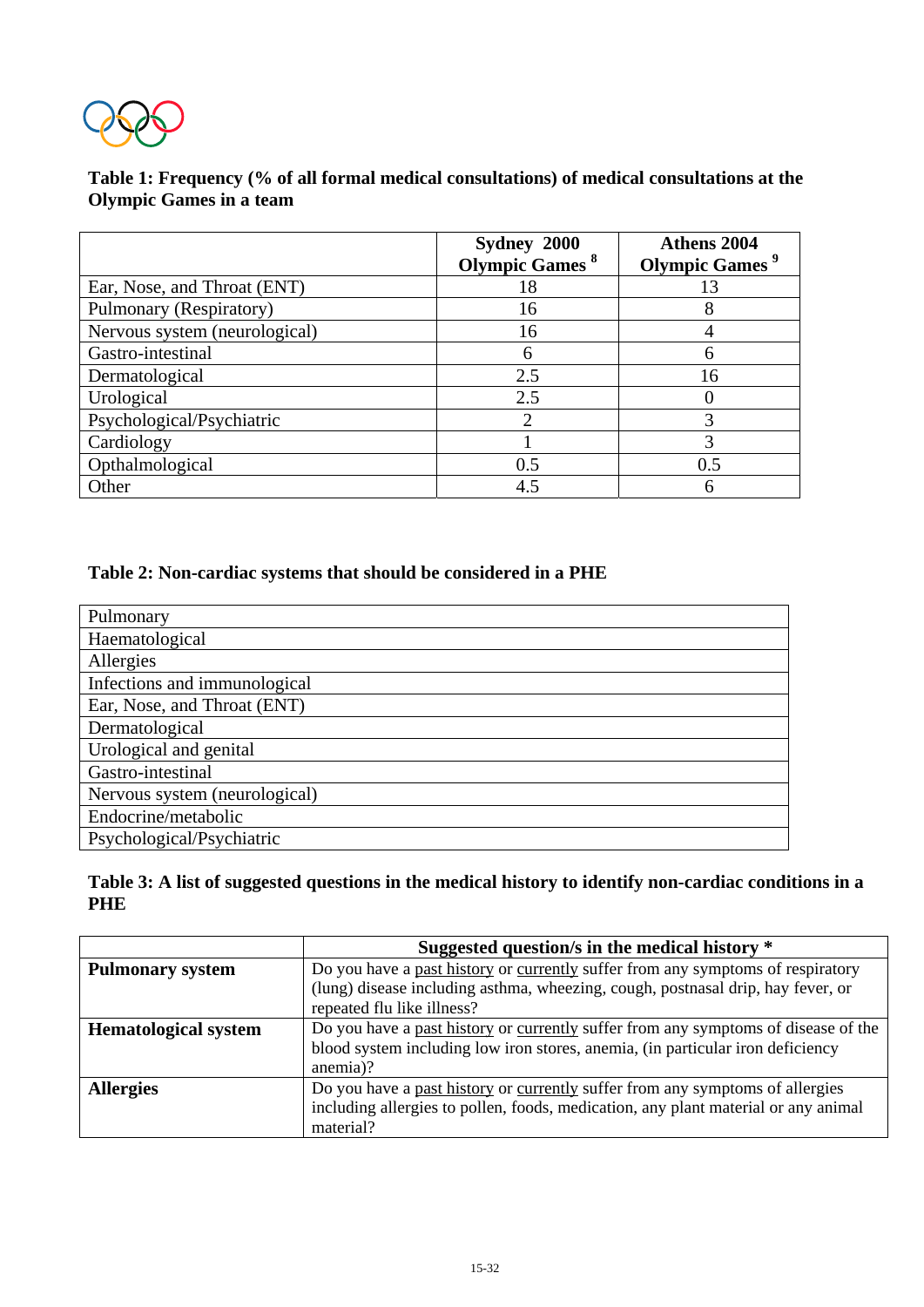**Table 1: Frequency (% of all formal medical consultations) of medical consultations at the Olympic Games in a team**

| | Sydney 2000 Olympic Games [8] | Athens 2004 Olympic Games [9] |
|---|---|---|
| Ear, Nose, and Throat (ENT) | 18 | 13 |
| Pulmonary (Respiratory) | 16 | 8 |
| Nervous system (neurological) | 16 | 4 |
| Gastro-intestinal | 6 | 6 |
| Dermatological | 2.5 | 16 |
| Urological | 2.5 | 0 |
| Psychological/Psychiatric | 2 | 3 |
| Cardiology | 1 | 3 |
| Opthalmological | 0.5 | 0.5 |
| Other | 4.5 | 6 |

**Table 2: Non-cardiac systems that should be considered in a PHE**

| |
|---|
| Pulmonary |
| Haematological |
| Allergies |
| Infections and immunological |
| Ear, Nose, and Throat (ENT) |
| Dermatological |
| Urological and genital |
| Gastro-intestinal |
| Nervous system (neurological) |
| Endocrine/metabolic |
| Psychological/Psychiatric |

**Table 3: A list of suggested questions in the medical history to identify non-cardiac conditions in a PHE**

| | Suggested question/s in the medical history * |
|---|---|
| **Pulmonary system** | Do you have a past history or currently suffer from any symptoms of respiratory (lung) disease including asthma, wheezing, cough, postnasal drip, hay fever, or repeated flu like illness? |
| **Hematological system** | Do you have a past history or currently suffer from any symptoms of disease of the blood system including low iron stores, anemia, (in particular iron deficiency anemia)? |
| **Allergies** | Do you have a past history or currently suffer from any symptoms of allergies including allergies to pollen, foods, medication, any plant material or any animal material? |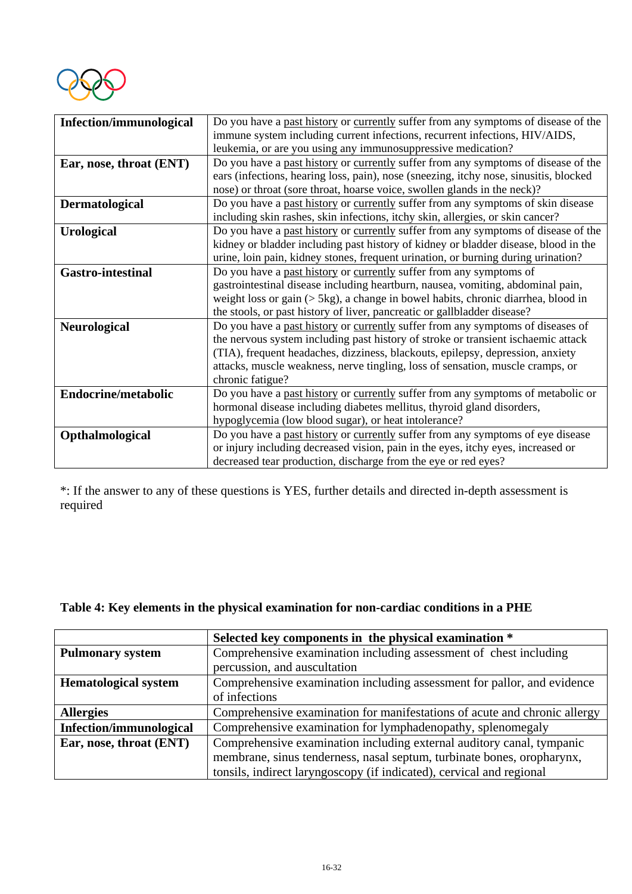| | |
|---|---|
| **Infection/immunological** | Do you have a past history or currently suffer from any symptoms of disease of the immune system including current infections, recurrent infections, HIV/AIDS, leukemia, or are you using any immunosuppressive medication? |
| **Ear, nose, throat (ENT)** | Do you have a past history or currently suffer from any symptoms of disease of the ears (infections, hearing loss, pain), nose (sneezing, itchy nose, sinusitis, blocked nose) or throat (sore throat, hoarse voice, swollen glands in the neck)? |
| **Dermatological** | Do you have a past history or currently suffer from any symptoms of skin disease including skin rashes, skin infections, itchy skin, allergies, or skin cancer? |
| **Urological** | Do you have a past history or currently suffer from any symptoms of disease of the kidney or bladder including past history of kidney or bladder disease, blood in the urine, loin pain, kidney stones, frequent urination, or burning during urination? |
| **Gastro-intestinal** | Do you have a past history or currently suffer from any symptoms of gastrointestinal disease including heartburn, nausea, vomiting, abdominal pain, weight loss or gain (> 5kg), a change in bowel habits, chronic diarrhea, blood in the stools, or past history of liver, pancreatic or gallbladder disease? |
| **Neurological** | Do you have a past history or currently suffer from any symptoms of diseases of the nervous system including past history of stroke or transient ischaemic attack (TIA), frequent headaches, dizziness, blackouts, epilepsy, depression, anxiety attacks, muscle weakness, nerve tingling, loss of sensation, muscle cramps, or chronic fatigue? |
| **Endocrine/metabolic** | Do you have a past history or currently suffer from any symptoms of metabolic or hormonal disease including diabetes mellitus, thyroid gland disorders, hypoglycemia (low blood sugar), or heat intolerance? |
| **Opthalmological** | Do you have a past history or currently suffer from any symptoms of eye disease or injury including decreased vision, pain in the eyes, itchy eyes, increased or decreased tear production, discharge from the eye or red eyes? |

*: If the answer to any of these questions is YES, further details and directed in-depth assessment is required

**Table 4: Key elements in the physical examination for non-cardiac conditions in a PHE**

| | **Selected key components in the physical examination \*** |
|---|---|
| **Pulmonary system** | Comprehensive examination including assessment of chest including percussion, and auscultation |
| **Hematological system** | Comprehensive examination including assessment for pallor, and evidence of infections |
| **Allergies** | Comprehensive examination for manifestations of acute and chronic allergy |
| **Infection/immunological** | Comprehensive examination for lymphadenopathy, splenomegaly |
| **Ear, nose, throat (ENT)** | Comprehensive examination including external auditory canal, tympanic membrane, sinus tenderness, nasal septum, turbinate bones, oropharynx, tonsils, indirect laryngoscopy (if indicated), cervical and regional |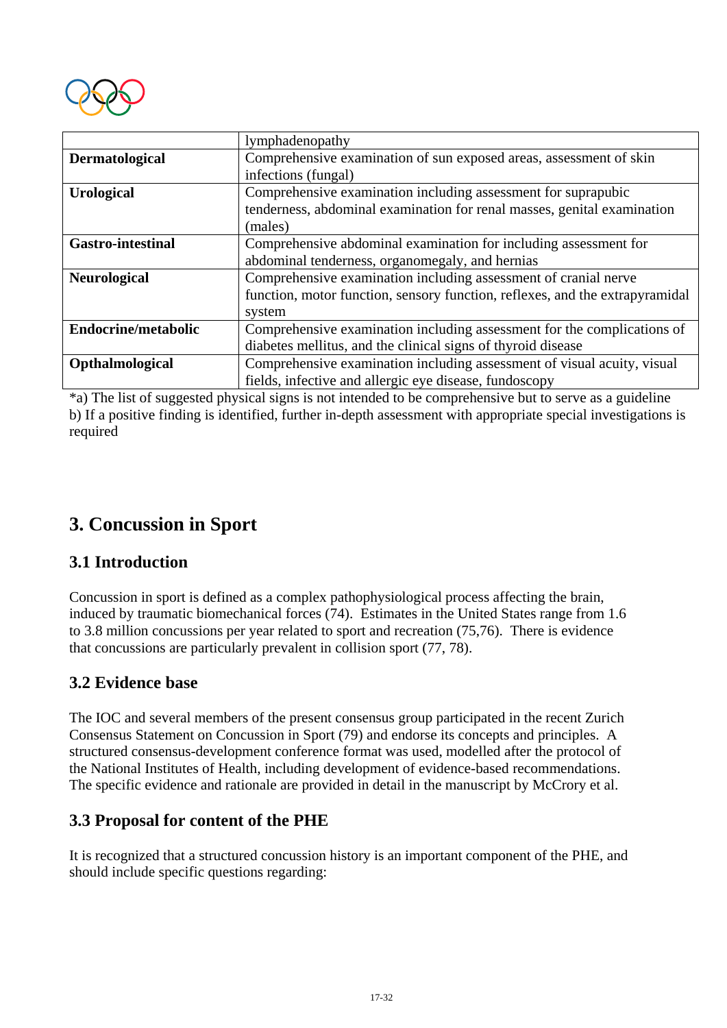| | |
|---|---|
| | lymphadenopathy |
| **Dermatological** | Comprehensive examination of sun exposed areas, assessment of skin infections (fungal) |
| **Urological** | Comprehensive examination including assessment for suprapubic tenderness, abdominal examination for renal masses, genital examination (males) |
| **Gastro-intestinal** | Comprehensive abdominal examination for including assessment for abdominal tenderness, organomegaly, and hernias |
| **Neurological** | Comprehensive examination including assessment of cranial nerve function, motor function, sensory function, reflexes, and the extrapyramidal system |
| **Endocrine/metabolic** | Comprehensive examination including assessment for the complications of diabetes mellitus, and the clinical signs of thyroid disease |
| **Opthalmological** | Comprehensive examination including assessment of visual acuity, visual fields, infective and allergic eye disease, fundoscopy |

*a) The list of suggested physical signs is not intended to be comprehensive but to serve as a guideline
b) If a positive finding is identified, further in-depth assessment with appropriate special investigations is required

## 3. Concussion in Sport

### 3.1 Introduction

Concussion in sport is defined as a complex pathophysiological process affecting the brain, induced by traumatic biomechanical forces (74). Estimates in the United States range from 1.6 to 3.8 million concussions per year related to sport and recreation (75,76). There is evidence that concussions are particularly prevalent in collision sport (77, 78).

### 3.2 Evidence base

The IOC and several members of the present consensus group participated in the recent Zurich Consensus Statement on Concussion in Sport (79) and endorse its concepts and principles. A structured consensus-development conference format was used, modelled after the protocol of the National Institutes of Health, including development of evidence-based recommendations. The specific evidence and rationale are provided in detail in the manuscript by McCrory et al.

### 3.3 Proposal for content of the PHE

It is recognized that a structured concussion history is an important component of the PHE, and should include specific questions regarding: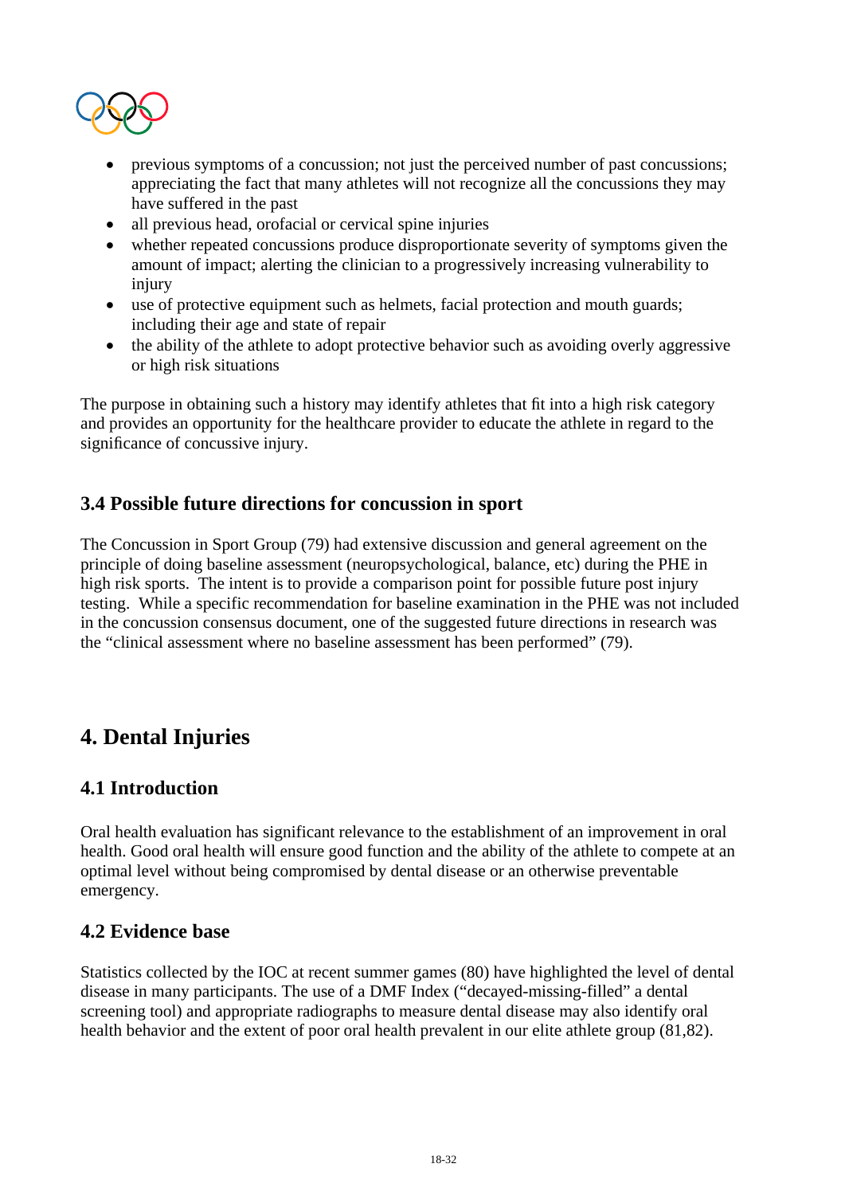- previous symptoms of a concussion; not just the perceived number of past concussions; appreciating the fact that many athletes will not recognize all the concussions they may have suffered in the past
- all previous head, orofacial or cervical spine injuries
- whether repeated concussions produce disproportionate severity of symptoms given the amount of impact; alerting the clinician to a progressively increasing vulnerability to injury
- use of protective equipment such as helmets, facial protection and mouth guards; including their age and state of repair
- the ability of the athlete to adopt protective behavior such as avoiding overly aggressive or high risk situations

The purpose in obtaining such a history may identify athletes that fit into a high risk category and provides an opportunity for the healthcare provider to educate the athlete in regard to the significance of concussive injury.

### 3.4 Possible future directions for concussion in sport

The Concussion in Sport Group (79) had extensive discussion and general agreement on the principle of doing baseline assessment (neuropsychological, balance, etc) during the PHE in high risk sports. The intent is to provide a comparison point for possible future post injury testing. While a specific recommendation for baseline examination in the PHE was not included in the concussion consensus document, one of the suggested future directions in research was the "clinical assessment where no baseline assessment has been performed" (79).

## 4. Dental Injuries

### 4.1 Introduction

Oral health evaluation has significant relevance to the establishment of an improvement in oral health. Good oral health will ensure good function and the ability of the athlete to compete at an optimal level without being compromised by dental disease or an otherwise preventable emergency.

### 4.2 Evidence base

Statistics collected by the IOC at recent summer games (80) have highlighted the level of dental disease in many participants. The use of a DMF Index ("decayed-missing-filled" a dental screening tool) and appropriate radiographs to measure dental disease may also identify oral health behavior and the extent of poor oral health prevalent in our elite athlete group (81,82).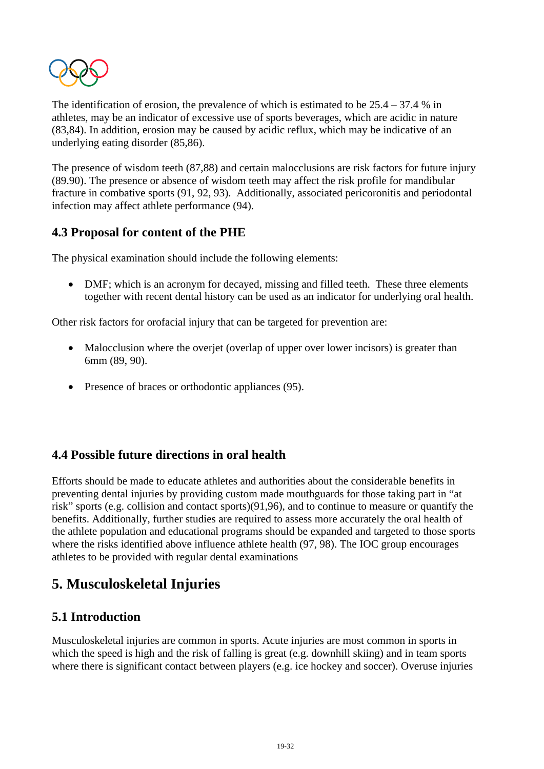The identification of erosion, the prevalence of which is estimated to be 25.4 – 37.4 % in athletes, may be an indicator of excessive use of sports beverages, which are acidic in nature (83,84). In addition, erosion may be caused by acidic reflux, which may be indicative of an underlying eating disorder (85,86).

The presence of wisdom teeth (87,88) and certain malocclusions are risk factors for future injury (89.90). The presence or absence of wisdom teeth may affect the risk profile for mandibular fracture in combative sports (91, 92, 93). Additionally, associated pericoronitis and periodontal infection may affect athlete performance (94).

### 4.3 Proposal for content of the PHE

The physical examination should include the following elements:

- DMF; which is an acronym for decayed, missing and filled teeth. These three elements together with recent dental history can be used as an indicator for underlying oral health.

Other risk factors for orofacial injury that can be targeted for prevention are:

- Malocclusion where the overjet (overlap of upper over lower incisors) is greater than 6mm (89, 90).

- Presence of braces or orthodontic appliances (95).

### 4.4 Possible future directions in oral health

Efforts should be made to educate athletes and authorities about the considerable benefits in preventing dental injuries by providing custom made mouthguards for those taking part in "at risk" sports (e.g. collision and contact sports)(91,96), and to continue to measure or quantify the benefits. Additionally, further studies are required to assess more accurately the oral health of the athlete population and educational programs should be expanded and targeted to those sports where the risks identified above influence athlete health (97, 98). The IOC group encourages athletes to be provided with regular dental examinations

## 5. Musculoskeletal Injuries

### 5.1 Introduction

Musculoskeletal injuries are common in sports. Acute injuries are most common in sports in which the speed is high and the risk of falling is great (e.g. downhill skiing) and in team sports where there is significant contact between players (e.g. ice hockey and soccer). Overuse injuries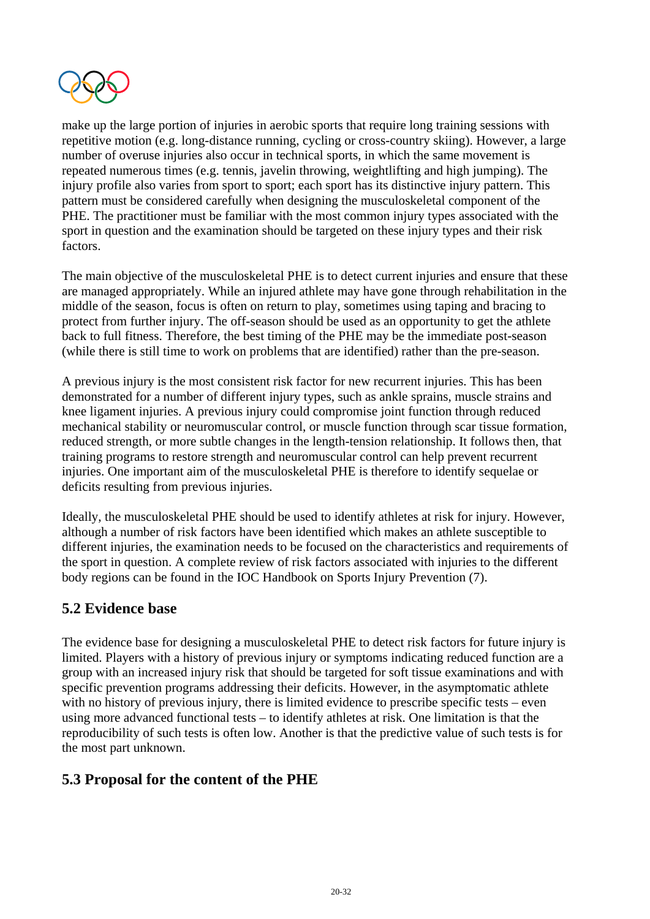make up the large portion of injuries in aerobic sports that require long training sessions with repetitive motion (e.g. long-distance running, cycling or cross-country skiing). However, a large number of overuse injuries also occur in technical sports, in which the same movement is repeated numerous times (e.g. tennis, javelin throwing, weightlifting and high jumping). The injury profile also varies from sport to sport; each sport has its distinctive injury pattern. This pattern must be considered carefully when designing the musculoskeletal component of the PHE. The practitioner must be familiar with the most common injury types associated with the sport in question and the examination should be targeted on these injury types and their risk factors.

The main objective of the musculoskeletal PHE is to detect current injuries and ensure that these are managed appropriately. While an injured athlete may have gone through rehabilitation in the middle of the season, focus is often on return to play, sometimes using taping and bracing to protect from further injury. The off-season should be used as an opportunity to get the athlete back to full fitness. Therefore, the best timing of the PHE may be the immediate post-season (while there is still time to work on problems that are identified) rather than the pre-season.

A previous injury is the most consistent risk factor for new recurrent injuries. This has been demonstrated for a number of different injury types, such as ankle sprains, muscle strains and knee ligament injuries. A previous injury could compromise joint function through reduced mechanical stability or neuromuscular control, or muscle function through scar tissue formation, reduced strength, or more subtle changes in the length-tension relationship. It follows then, that training programs to restore strength and neuromuscular control can help prevent recurrent injuries. One important aim of the musculoskeletal PHE is therefore to identify sequelae or deficits resulting from previous injuries.

Ideally, the musculoskeletal PHE should be used to identify athletes at risk for injury. However, although a number of risk factors have been identified which makes an athlete susceptible to different injuries, the examination needs to be focused on the characteristics and requirements of the sport in question. A complete review of risk factors associated with injuries to the different body regions can be found in the IOC Handbook on Sports Injury Prevention (7).

## 5.2 Evidence base

The evidence base for designing a musculoskeletal PHE to detect risk factors for future injury is limited. Players with a history of previous injury or symptoms indicating reduced function are a group with an increased injury risk that should be targeted for soft tissue examinations and with specific prevention programs addressing their deficits. However, in the asymptomatic athlete with no history of previous injury, there is limited evidence to prescribe specific tests – even using more advanced functional tests – to identify athletes at risk. One limitation is that the reproducibility of such tests is often low. Another is that the predictive value of such tests is for the most part unknown.

## 5.3 Proposal for the content of the PHE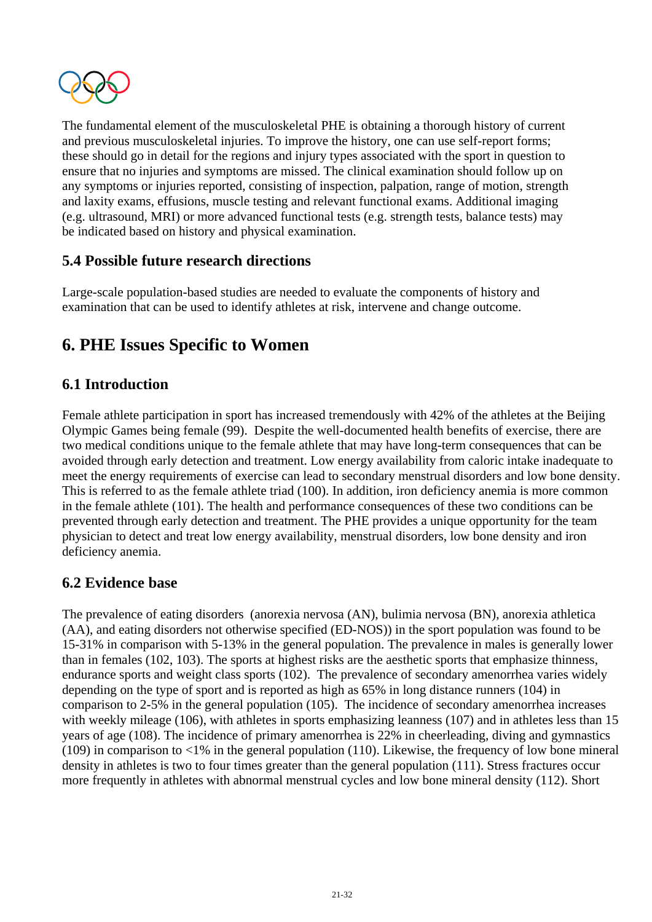The fundamental element of the musculoskeletal PHE is obtaining a thorough history of current and previous musculoskeletal injuries. To improve the history, one can use self-report forms; these should go in detail for the regions and injury types associated with the sport in question to ensure that no injuries and symptoms are missed. The clinical examination should follow up on any symptoms or injuries reported, consisting of inspection, palpation, range of motion, strength and laxity exams, effusions, muscle testing and relevant functional exams. Additional imaging (e.g. ultrasound, MRI) or more advanced functional tests (e.g. strength tests, balance tests) may be indicated based on history and physical examination.

### 5.4 Possible future research directions

Large-scale population-based studies are needed to evaluate the components of history and examination that can be used to identify athletes at risk, intervene and change outcome.

## 6. PHE Issues Specific to Women

### 6.1 Introduction

Female athlete participation in sport has increased tremendously with 42% of the athletes at the Beijing Olympic Games being female (99). Despite the well-documented health benefits of exercise, there are two medical conditions unique to the female athlete that may have long-term consequences that can be avoided through early detection and treatment. Low energy availability from caloric intake inadequate to meet the energy requirements of exercise can lead to secondary menstrual disorders and low bone density. This is referred to as the female athlete triad (100). In addition, iron deficiency anemia is more common in the female athlete (101). The health and performance consequences of these two conditions can be prevented through early detection and treatment. The PHE provides a unique opportunity for the team physician to detect and treat low energy availability, menstrual disorders, low bone density and iron deficiency anemia.

### 6.2 Evidence base

The prevalence of eating disorders (anorexia nervosa (AN), bulimia nervosa (BN), anorexia athletica (AA), and eating disorders not otherwise specified (ED-NOS)) in the sport population was found to be 15-31% in comparison with 5-13% in the general population. The prevalence in males is generally lower than in females (102, 103). The sports at highest risks are the aesthetic sports that emphasize thinness, endurance sports and weight class sports (102). The prevalence of secondary amenorrhea varies widely depending on the type of sport and is reported as high as 65% in long distance runners (104) in comparison to 2-5% in the general population (105). The incidence of secondary amenorrhea increases with weekly mileage (106), with athletes in sports emphasizing leanness (107) and in athletes less than 15 years of age (108). The incidence of primary amenorrhea is 22% in cheerleading, diving and gymnastics (109) in comparison to <1% in the general population (110). Likewise, the frequency of low bone mineral density in athletes is two to four times greater than the general population (111). Stress fractures occur more frequently in athletes with abnormal menstrual cycles and low bone mineral density (112). Short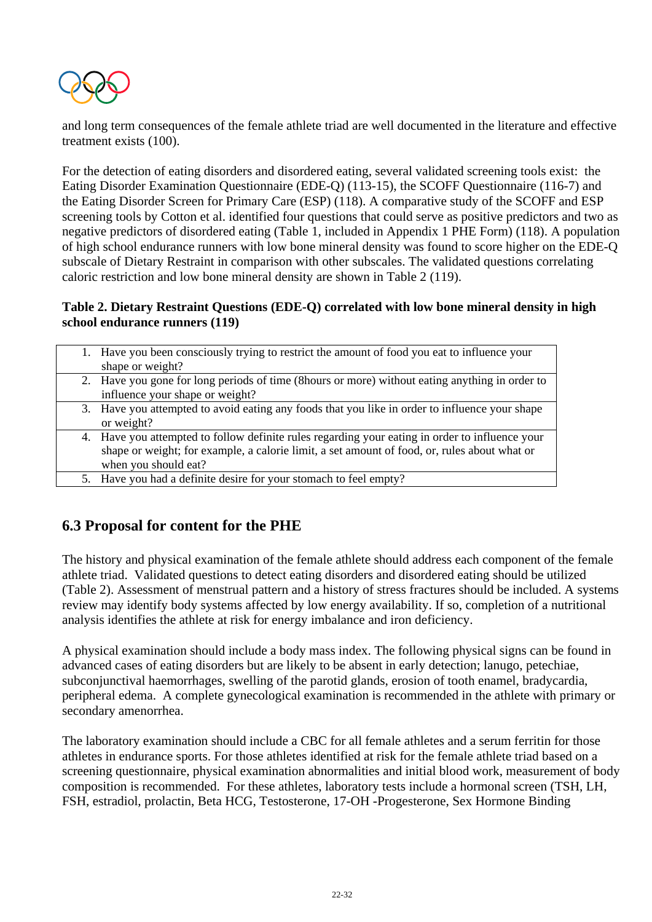and long term consequences of the female athlete triad are well documented in the literature and effective treatment exists (100).

For the detection of eating disorders and disordered eating, several validated screening tools exist: the Eating Disorder Examination Questionnaire (EDE-Q) (113-15), the SCOFF Questionnaire (116-7) and the Eating Disorder Screen for Primary Care (ESP) (118). A comparative study of the SCOFF and ESP screening tools by Cotton et al. identified four questions that could serve as positive predictors and two as negative predictors of disordered eating (Table 1, included in Appendix 1 PHE Form) (118). A population of high school endurance runners with low bone mineral density was found to score higher on the EDE-Q subscale of Dietary Restraint in comparison with other subscales. The validated questions correlating caloric restriction and low bone mineral density are shown in Table 2 (119).

**Table 2. Dietary Restraint Questions (EDE-Q) correlated with low bone mineral density in high school endurance runners (119)**

| |
|---|
| 1. Have you been consciously trying to restrict the amount of food you eat to influence your shape or weight? |
| 2. Have you gone for long periods of time (8hours or more) without eating anything in order to influence your shape or weight? |
| 3. Have you attempted to avoid eating any foods that you like in order to influence your shape or weight? |
| 4. Have you attempted to follow definite rules regarding your eating in order to influence your shape or weight; for example, a calorie limit, a set amount of food, or, rules about what or when you should eat? |
| 5. Have you had a definite desire for your stomach to feel empty? |

## 6.3 Proposal for content for the PHE

The history and physical examination of the female athlete should address each component of the female athlete triad. Validated questions to detect eating disorders and disordered eating should be utilized (Table 2). Assessment of menstrual pattern and a history of stress fractures should be included. A systems review may identify body systems affected by low energy availability. If so, completion of a nutritional analysis identifies the athlete at risk for energy imbalance and iron deficiency.

A physical examination should include a body mass index. The following physical signs can be found in advanced cases of eating disorders but are likely to be absent in early detection; lanugo, petechiae, subconjunctival haemorrhages, swelling of the parotid glands, erosion of tooth enamel, bradycardia, peripheral edema. A complete gynecological examination is recommended in the athlete with primary or secondary amenorrhea.

The laboratory examination should include a CBC for all female athletes and a serum ferritin for those athletes in endurance sports. For those athletes identified at risk for the female athlete triad based on a screening questionnaire, physical examination abnormalities and initial blood work, measurement of body composition is recommended. For these athletes, laboratory tests include a hormonal screen (TSH, LH, FSH, estradiol, prolactin, Beta HCG, Testosterone, 17-OH -Progesterone, Sex Hormone Binding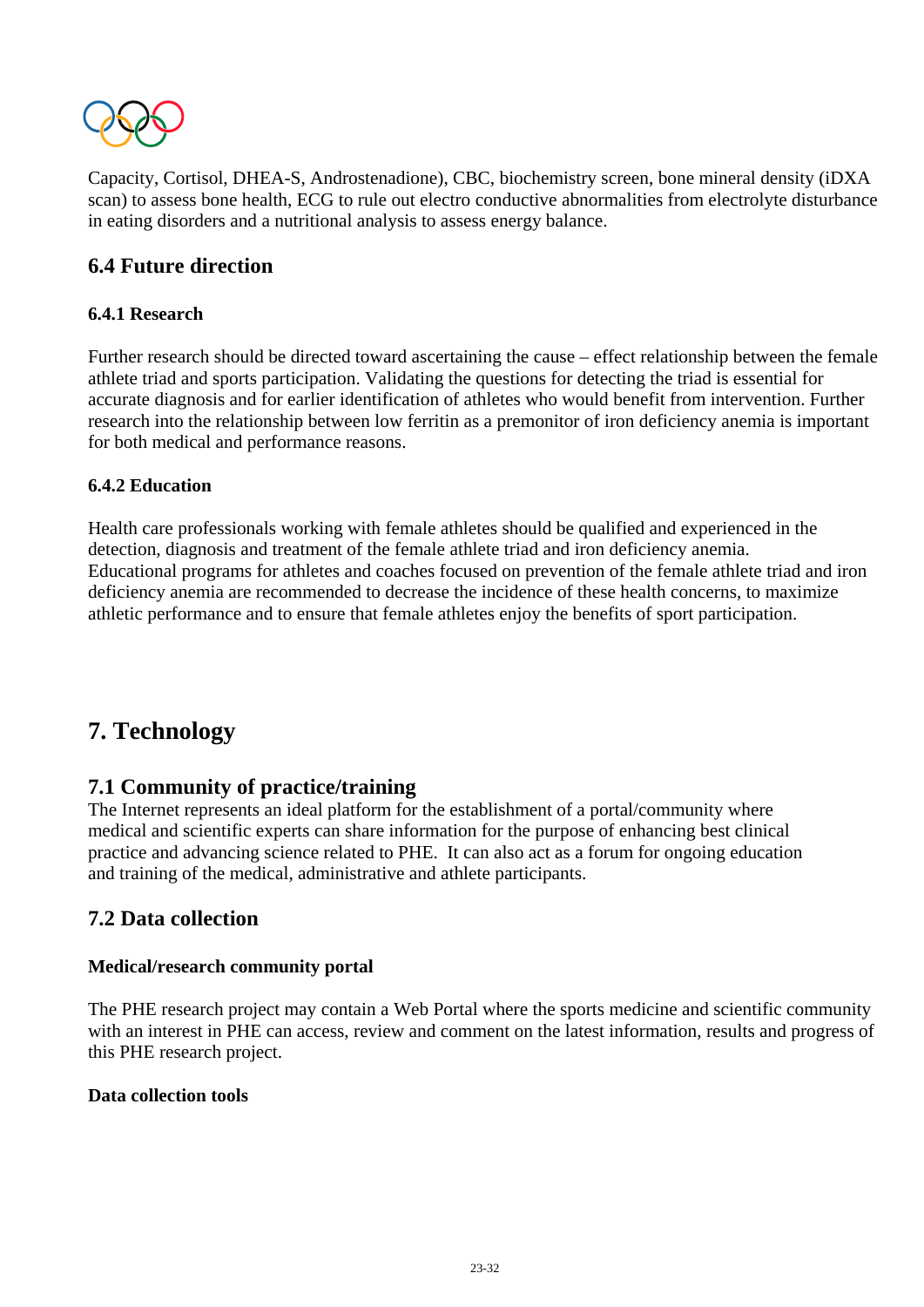Capacity, Cortisol, DHEA-S, Androstenadione), CBC, biochemistry screen, bone mineral density (iDXA scan) to assess bone health, ECG to rule out electro conductive abnormalities from electrolyte disturbance in eating disorders and a nutritional analysis to assess energy balance.

## 6.4 Future direction

### 6.4.1 Research

Further research should be directed toward ascertaining the cause – effect relationship between the female athlete triad and sports participation. Validating the questions for detecting the triad is essential for accurate diagnosis and for earlier identification of athletes who would benefit from intervention. Further research into the relationship between low ferritin as a premonitor of iron deficiency anemia is important for both medical and performance reasons.

### 6.4.2 Education

Health care professionals working with female athletes should be qualified and experienced in the detection, diagnosis and treatment of the female athlete triad and iron deficiency anemia. Educational programs for athletes and coaches focused on prevention of the female athlete triad and iron deficiency anemia are recommended to decrease the incidence of these health concerns, to maximize athletic performance and to ensure that female athletes enjoy the benefits of sport participation.

# 7. Technology

## 7.1 Community of practice/training

The Internet represents an ideal platform for the establishment of a portal/community where medical and scientific experts can share information for the purpose of enhancing best clinical practice and advancing science related to PHE. It can also act as a forum for ongoing education and training of the medical, administrative and athlete participants.

## 7.2 Data collection

**Medical/research community portal**

The PHE research project may contain a Web Portal where the sports medicine and scientific community with an interest in PHE can access, review and comment on the latest information, results and progress of this PHE research project.

**Data collection tools**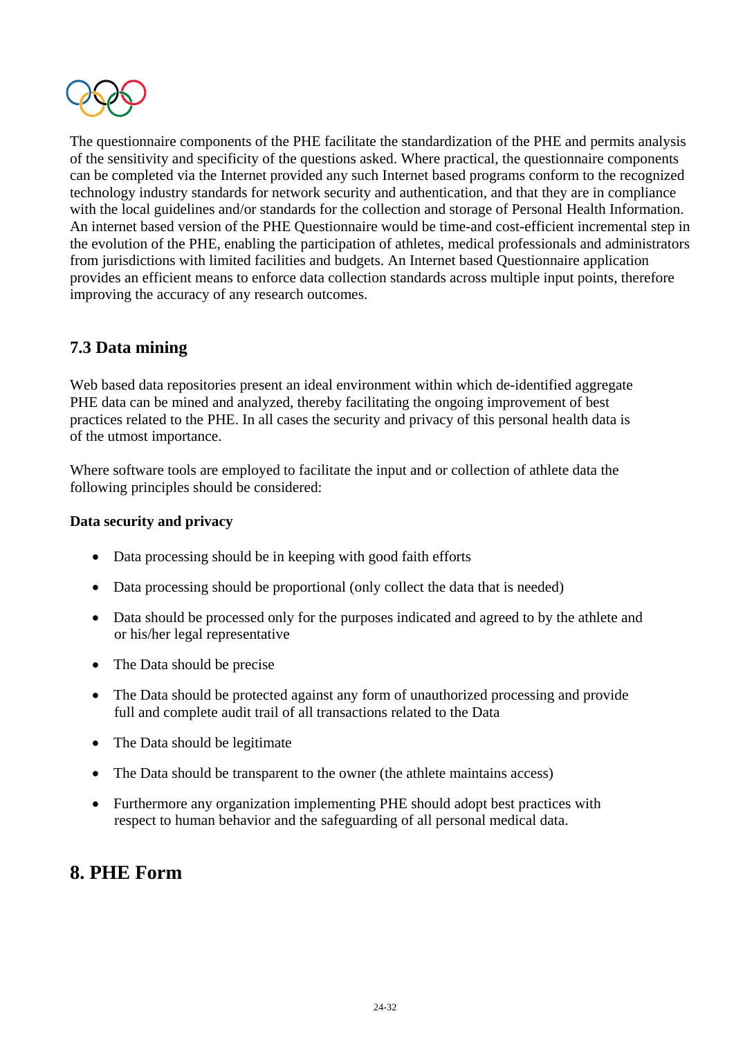The questionnaire components of the PHE facilitate the standardization of the PHE and permits analysis of the sensitivity and specificity of the questions asked. Where practical, the questionnaire components can be completed via the Internet provided any such Internet based programs conform to the recognized technology industry standards for network security and authentication, and that they are in compliance with the local guidelines and/or standards for the collection and storage of Personal Health Information. An internet based version of the PHE Questionnaire would be time-and cost-efficient incremental step in the evolution of the PHE, enabling the participation of athletes, medical professionals and administrators from jurisdictions with limited facilities and budgets. An Internet based Questionnaire application provides an efficient means to enforce data collection standards across multiple input points, therefore improving the accuracy of any research outcomes.

### 7.3 Data mining

Web based data repositories present an ideal environment within which de-identified aggregate PHE data can be mined and analyzed, thereby facilitating the ongoing improvement of best practices related to the PHE. In all cases the security and privacy of this personal health data is of the utmost importance.

Where software tools are employed to facilitate the input and or collection of athlete data the following principles should be considered:

**Data security and privacy**

- Data processing should be in keeping with good faith efforts
- Data processing should be proportional (only collect the data that is needed)
- Data should be processed only for the purposes indicated and agreed to by the athlete and or his/her legal representative
- The Data should be precise
- The Data should be protected against any form of unauthorized processing and provide full and complete audit trail of all transactions related to the Data
- The Data should be legitimate
- The Data should be transparent to the owner (the athlete maintains access)
- Furthermore any organization implementing PHE should adopt best practices with respect to human behavior and the safeguarding of all personal medical data.

## 8. PHE Form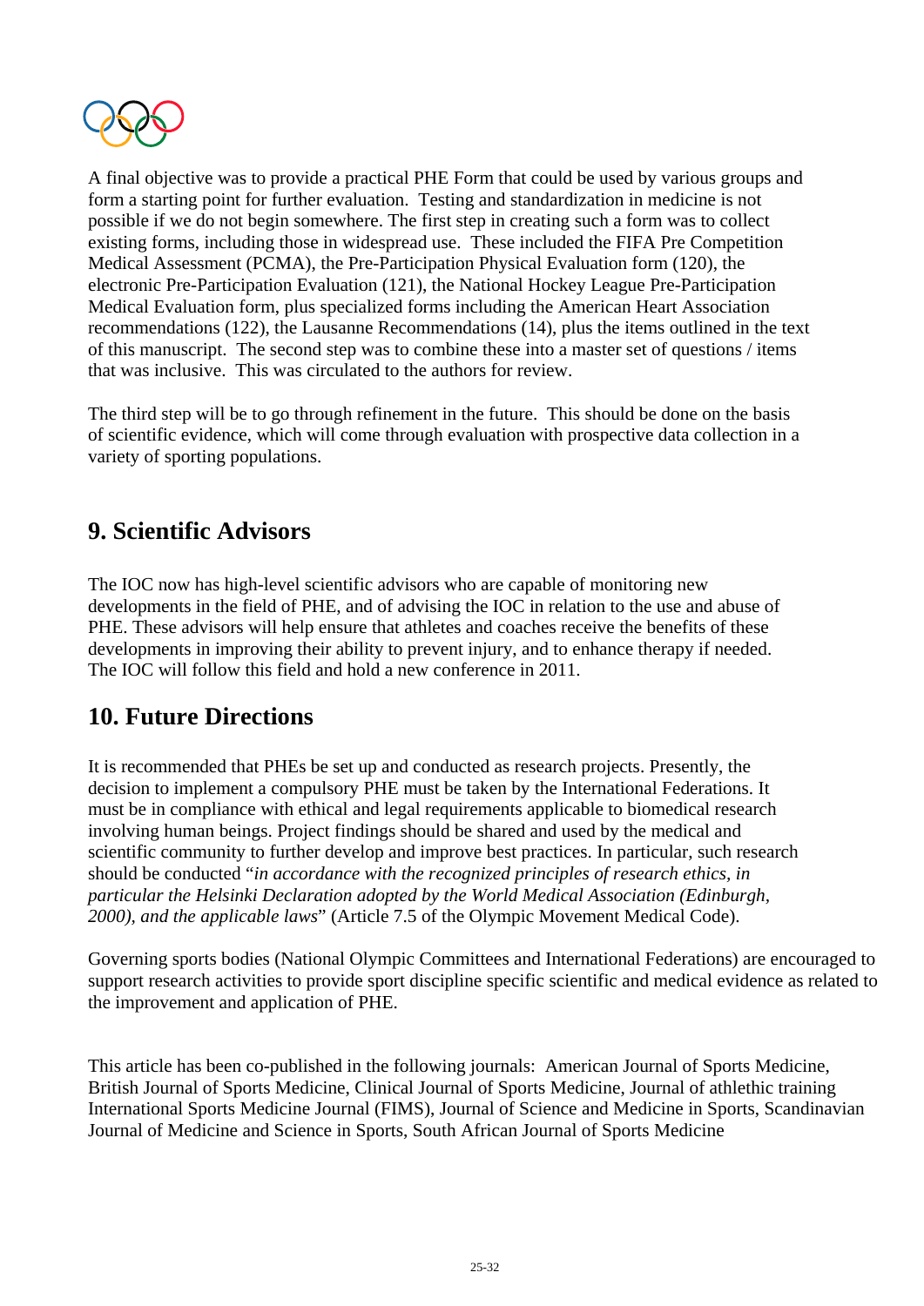A final objective was to provide a practical PHE Form that could be used by various groups and form a starting point for further evaluation. Testing and standardization in medicine is not possible if we do not begin somewhere. The first step in creating such a form was to collect existing forms, including those in widespread use. These included the FIFA Pre Competition Medical Assessment (PCMA), the Pre-Participation Physical Evaluation form (120), the electronic Pre-Participation Evaluation (121), the National Hockey League Pre-Participation Medical Evaluation form, plus specialized forms including the American Heart Association recommendations (122), the Lausanne Recommendations (14), plus the items outlined in the text of this manuscript. The second step was to combine these into a master set of questions / items that was inclusive. This was circulated to the authors for review.

The third step will be to go through refinement in the future. This should be done on the basis of scientific evidence, which will come through evaluation with prospective data collection in a variety of sporting populations.

## 9. Scientific Advisors

The IOC now has high-level scientific advisors who are capable of monitoring new developments in the field of PHE, and of advising the IOC in relation to the use and abuse of PHE. These advisors will help ensure that athletes and coaches receive the benefits of these developments in improving their ability to prevent injury, and to enhance therapy if needed. The IOC will follow this field and hold a new conference in 2011.

## 10. Future Directions

It is recommended that PHEs be set up and conducted as research projects. Presently, the decision to implement a compulsory PHE must be taken by the International Federations. It must be in compliance with ethical and legal requirements applicable to biomedical research involving human beings. Project findings should be shared and used by the medical and scientific community to further develop and improve best practices. In particular, such research should be conducted "*in accordance with the recognized principles of research ethics, in particular the Helsinki Declaration adopted by the World Medical Association (Edinburgh, 2000), and the applicable laws*" (Article 7.5 of the Olympic Movement Medical Code).

Governing sports bodies (National Olympic Committees and International Federations) are encouraged to support research activities to provide sport discipline specific scientific and medical evidence as related to the improvement and application of PHE.

This article has been co-published in the following journals: American Journal of Sports Medicine, British Journal of Sports Medicine, Clinical Journal of Sports Medicine, Journal of athlethic training International Sports Medicine Journal (FIMS), Journal of Science and Medicine in Sports, Scandinavian Journal of Medicine and Science in Sports, South African Journal of Sports Medicine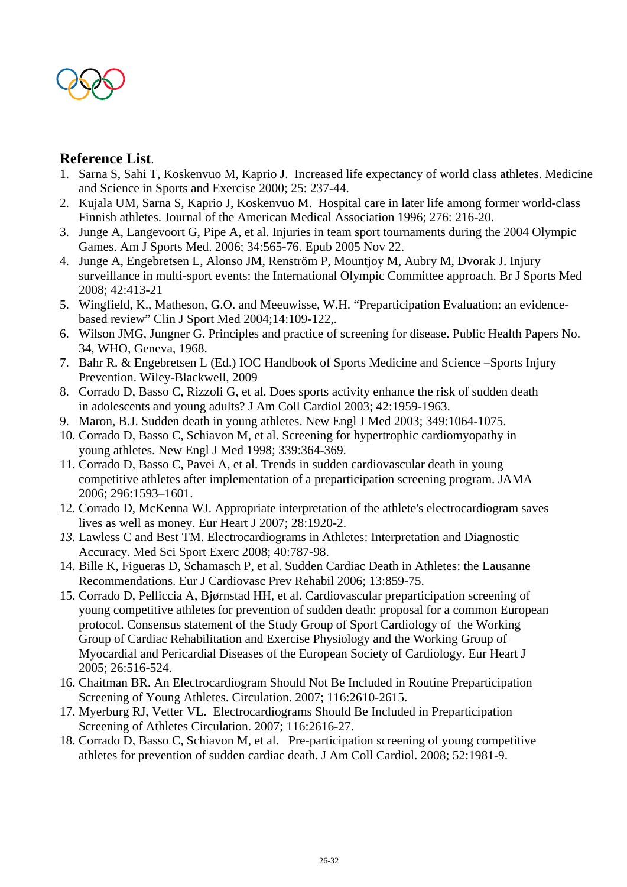## Reference List.

1. Sarna S, Sahi T, Koskenvuo M, Kaprio J. Increased life expectancy of world class athletes. Medicine and Science in Sports and Exercise 2000; 25: 237-44.
2. Kujala UM, Sarna S, Kaprio J, Koskenvuo M. Hospital care in later life among former world-class Finnish athletes. Journal of the American Medical Association 1996; 276: 216-20.
3. Junge A, Langevoort G, Pipe A, et al. Injuries in team sport tournaments during the 2004 Olympic Games. Am J Sports Med. 2006; 34:565-76. Epub 2005 Nov 22.
4. Junge A, Engebretsen L, Alonso JM, Renström P, Mountjoy M, Aubry M, Dvorak J. Injury surveillance in multi-sport events: the International Olympic Committee approach. Br J Sports Med 2008; 42:413-21
5. Wingfield, K., Matheson, G.O. and Meeuwisse, W.H. "Preparticipation Evaluation: an evidence-based review" Clin J Sport Med 2004;14:109-122,.
6. Wilson JMG, Jungner G. Principles and practice of screening for disease. Public Health Papers No. 34, WHO, Geneva, 1968.
7. Bahr R. & Engebretsen L (Ed.) IOC Handbook of Sports Medicine and Science –Sports Injury Prevention. Wiley-Blackwell, 2009
8. Corrado D, Basso C, Rizzoli G, et al. Does sports activity enhance the risk of sudden death in adolescents and young adults? J Am Coll Cardiol 2003; 42:1959-1963.
9. Maron, B.J. Sudden death in young athletes. New Engl J Med 2003; 349:1064-1075.
10. Corrado D, Basso C, Schiavon M, et al. Screening for hypertrophic cardiomyopathy in young athletes. New Engl J Med 1998; 339:364-369.
11. Corrado D, Basso C, Pavei A, et al. Trends in sudden cardiovascular death in young competitive athletes after implementation of a preparticipation screening program. JAMA 2006; 296:1593–1601.
12. Corrado D, McKenna WJ. Appropriate interpretation of the athlete's electrocardiogram saves lives as well as money. Eur Heart J 2007; 28:1920-2.
13. Lawless C and Best TM. Electrocardiograms in Athletes: Interpretation and Diagnostic Accuracy. Med Sci Sport Exerc 2008; 40:787-98.
14. Bille K, Figueras D, Schamasch P, et al. Sudden Cardiac Death in Athletes: the Lausanne Recommendations. Eur J Cardiovasc Prev Rehabil 2006; 13:859-75.
15. Corrado D, Pelliccia A, Bjørnstad HH, et al. Cardiovascular preparticipation screening of young competitive athletes for prevention of sudden death: proposal for a common European protocol. Consensus statement of the Study Group of Sport Cardiology of the Working Group of Cardiac Rehabilitation and Exercise Physiology and the Working Group of Myocardial and Pericardial Diseases of the European Society of Cardiology. Eur Heart J 2005; 26:516-524.
16. Chaitman BR. An Electrocardiogram Should Not Be Included in Routine Preparticipation Screening of Young Athletes. Circulation. 2007; 116:2610-2615.
17. Myerburg RJ, Vetter VL. Electrocardiograms Should Be Included in Preparticipation Screening of Athletes Circulation. 2007; 116:2616-27.
18. Corrado D, Basso C, Schiavon M, et al. Pre-participation screening of young competitive athletes for prevention of sudden cardiac death. J Am Coll Cardiol. 2008; 52:1981-9.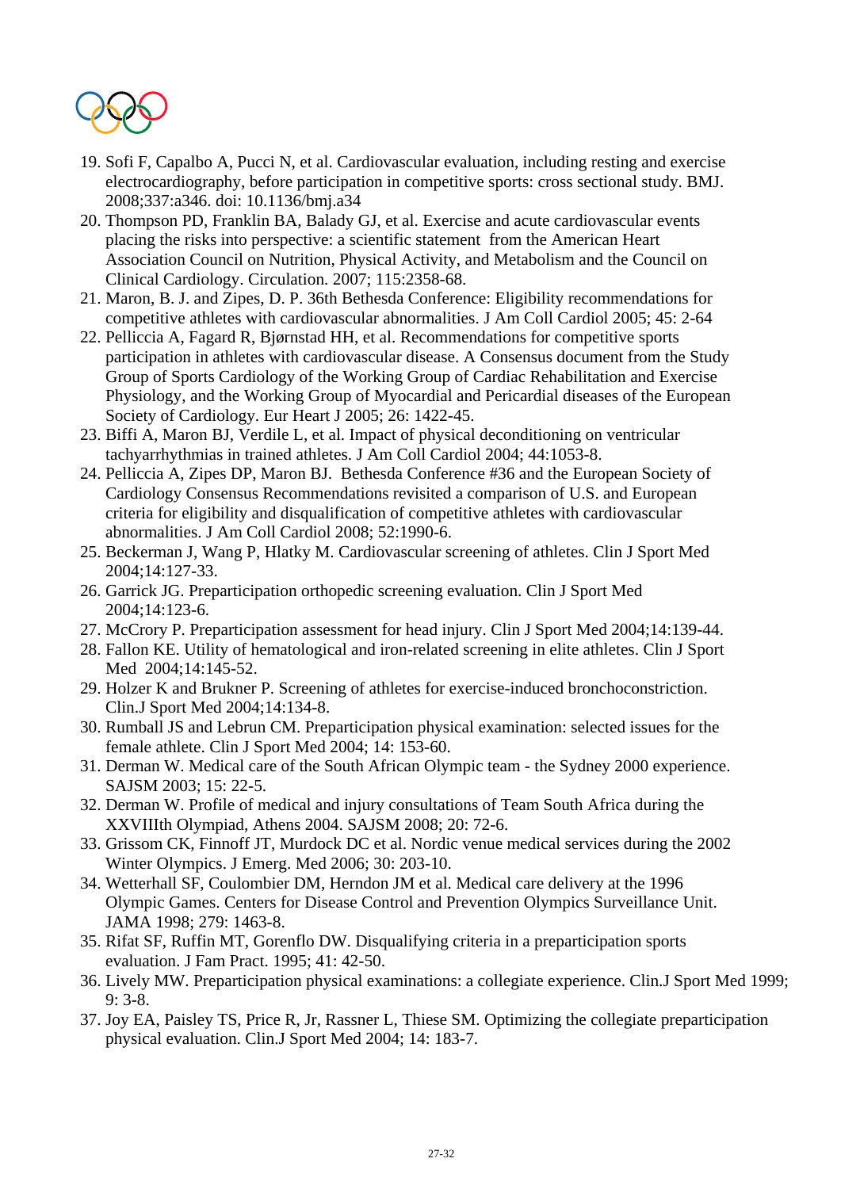19. Sofi F, Capalbo A, Pucci N, et al. Cardiovascular evaluation, including resting and exercise electrocardiography, before participation in competitive sports: cross sectional study. BMJ. 2008;337:a346. doi: 10.1136/bmj.a34
20. Thompson PD, Franklin BA, Balady GJ, et al. Exercise and acute cardiovascular events placing the risks into perspective: a scientific statement from the American Heart Association Council on Nutrition, Physical Activity, and Metabolism and the Council on Clinical Cardiology. Circulation. 2007; 115:2358-68.
21. Maron, B. J. and Zipes, D. P. 36th Bethesda Conference: Eligibility recommendations for competitive athletes with cardiovascular abnormalities. J Am Coll Cardiol 2005; 45: 2-64
22. Pelliccia A, Fagard R, Bjørnstad HH, et al. Recommendations for competitive sports participation in athletes with cardiovascular disease. A Consensus document from the Study Group of Sports Cardiology of the Working Group of Cardiac Rehabilitation and Exercise Physiology, and the Working Group of Myocardial and Pericardial diseases of the European Society of Cardiology. Eur Heart J 2005; 26: 1422-45.
23. Biffi A, Maron BJ, Verdile L, et al. Impact of physical deconditioning on ventricular tachyarrhythmias in trained athletes. J Am Coll Cardiol 2004; 44:1053-8.
24. Pelliccia A, Zipes DP, Maron BJ. Bethesda Conference #36 and the European Society of Cardiology Consensus Recommendations revisited a comparison of U.S. and European criteria for eligibility and disqualification of competitive athletes with cardiovascular abnormalities. J Am Coll Cardiol 2008; 52:1990-6.
25. Beckerman J, Wang P, Hlatky M. Cardiovascular screening of athletes. Clin J Sport Med 2004;14:127-33.
26. Garrick JG. Preparticipation orthopedic screening evaluation. Clin J Sport Med 2004;14:123-6.
27. McCrory P. Preparticipation assessment for head injury. Clin J Sport Med 2004;14:139-44.
28. Fallon KE. Utility of hematological and iron-related screening in elite athletes. Clin J Sport Med 2004;14:145-52.
29. Holzer K and Brukner P. Screening of athletes for exercise-induced bronchoconstriction. Clin.J Sport Med 2004;14:134-8.
30. Rumball JS and Lebrun CM. Preparticipation physical examination: selected issues for the female athlete. Clin J Sport Med 2004; 14: 153-60.
31. Derman W. Medical care of the South African Olympic team - the Sydney 2000 experience. SAJSM 2003; 15: 22-5.
32. Derman W. Profile of medical and injury consultations of Team South Africa during the XXVIIIth Olympiad, Athens 2004. SAJSM 2008; 20: 72-6.
33. Grissom CK, Finnoff JT, Murdock DC et al. Nordic venue medical services during the 2002 Winter Olympics. J Emerg. Med 2006; 30: 203-10.
34. Wetterhall SF, Coulombier DM, Herndon JM et al. Medical care delivery at the 1996 Olympic Games. Centers for Disease Control and Prevention Olympics Surveillance Unit. JAMA 1998; 279: 1463-8.
35. Rifat SF, Ruffin MT, Gorenflo DW. Disqualifying criteria in a preparticipation sports evaluation. J Fam Pract. 1995; 41: 42-50.
36. Lively MW. Preparticipation physical examinations: a collegiate experience. Clin.J Sport Med 1999; 9: 3-8.
37. Joy EA, Paisley TS, Price R, Jr, Rassner L, Thiese SM. Optimizing the collegiate preparticipation physical evaluation. Clin.J Sport Med 2004; 14: 183-7.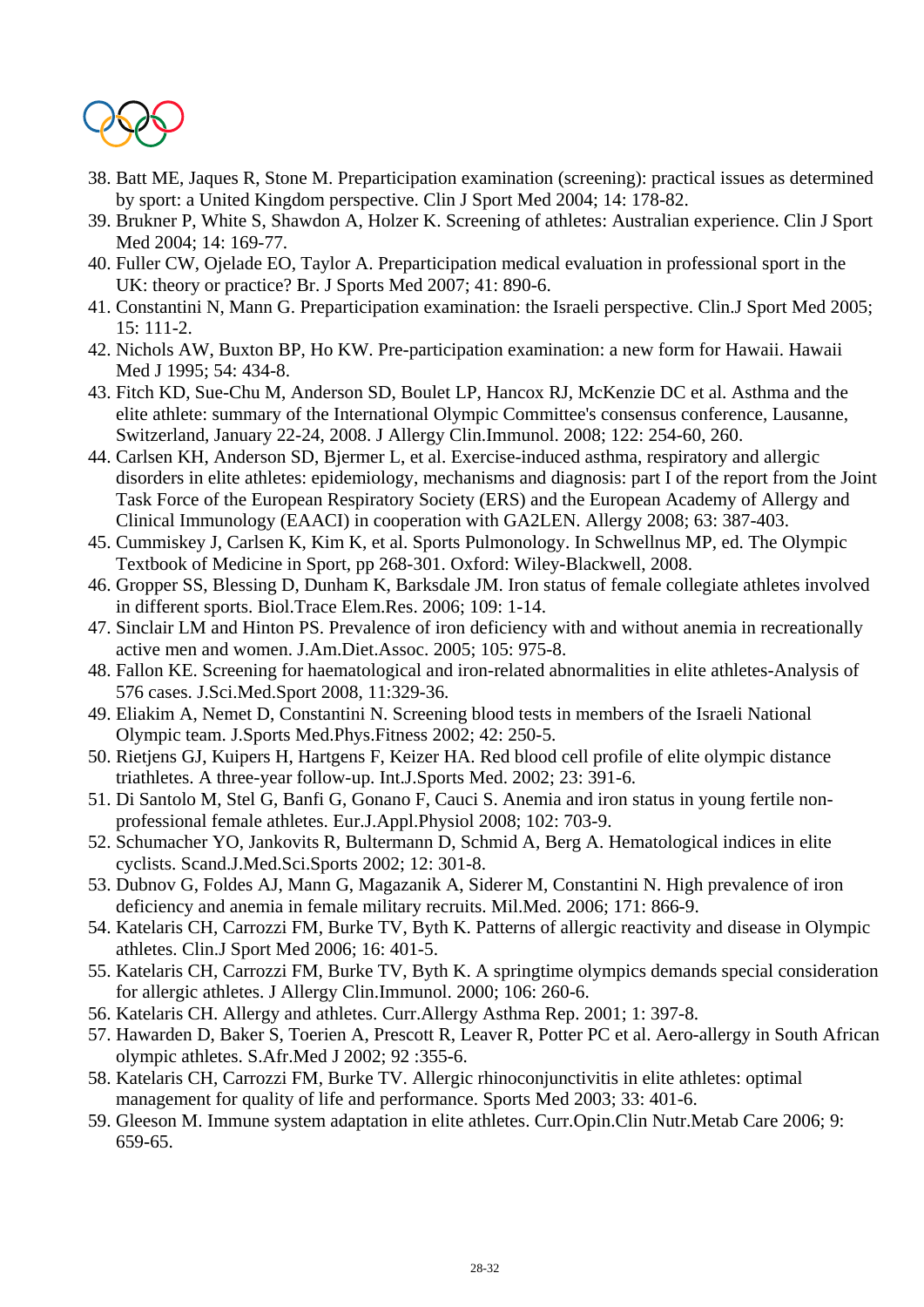38. Batt ME, Jaques R, Stone M. Preparticipation examination (screening): practical issues as determined by sport: a United Kingdom perspective. Clin J Sport Med 2004; 14: 178-82.
39. Brukner P, White S, Shawdon A, Holzer K. Screening of athletes: Australian experience. Clin J Sport Med 2004; 14: 169-77.
40. Fuller CW, Ojelade EO, Taylor A. Preparticipation medical evaluation in professional sport in the UK: theory or practice? Br. J Sports Med 2007; 41: 890-6.
41. Constantini N, Mann G. Preparticipation examination: the Israeli perspective. Clin.J Sport Med 2005; 15: 111-2.
42. Nichols AW, Buxton BP, Ho KW. Pre-participation examination: a new form for Hawaii. Hawaii Med J 1995; 54: 434-8.
43. Fitch KD, Sue-Chu M, Anderson SD, Boulet LP, Hancox RJ, McKenzie DC et al. Asthma and the elite athlete: summary of the International Olympic Committee's consensus conference, Lausanne, Switzerland, January 22-24, 2008. J Allergy Clin.Immunol. 2008; 122: 254-60, 260.
44. Carlsen KH, Anderson SD, Bjermer L, et al. Exercise-induced asthma, respiratory and allergic disorders in elite athletes: epidemiology, mechanisms and diagnosis: part I of the report from the Joint Task Force of the European Respiratory Society (ERS) and the European Academy of Allergy and Clinical Immunology (EAACI) in cooperation with GA2LEN. Allergy 2008; 63: 387-403.
45. Cummiskey J, Carlsen K, Kim K, et al. Sports Pulmonology. In Schwellnus MP, ed. The Olympic Textbook of Medicine in Sport, pp 268-301. Oxford: Wiley-Blackwell, 2008.
46. Gropper SS, Blessing D, Dunham K, Barksdale JM. Iron status of female collegiate athletes involved in different sports. Biol.Trace Elem.Res. 2006; 109: 1-14.
47. Sinclair LM and Hinton PS. Prevalence of iron deficiency with and without anemia in recreationally active men and women. J.Am.Diet.Assoc. 2005; 105: 975-8.
48. Fallon KE. Screening for haematological and iron-related abnormalities in elite athletes-Analysis of 576 cases. J.Sci.Med.Sport 2008, 11:329-36.
49. Eliakim A, Nemet D, Constantini N. Screening blood tests in members of the Israeli National Olympic team. J.Sports Med.Phys.Fitness 2002; 42: 250-5.
50. Rietjens GJ, Kuipers H, Hartgens F, Keizer HA. Red blood cell profile of elite olympic distance triathletes. A three-year follow-up. Int.J.Sports Med. 2002; 23: 391-6.
51. Di Santolo M, Stel G, Banfi G, Gonano F, Cauci S. Anemia and iron status in young fertile non-professional female athletes. Eur.J.Appl.Physiol 2008; 102: 703-9.
52. Schumacher YO, Jankovits R, Bultermann D, Schmid A, Berg A. Hematological indices in elite cyclists. Scand.J.Med.Sci.Sports 2002; 12: 301-8.
53. Dubnov G, Foldes AJ, Mann G, Magazanik A, Siderer M, Constantini N. High prevalence of iron deficiency and anemia in female military recruits. Mil.Med. 2006; 171: 866-9.
54. Katelaris CH, Carrozzi FM, Burke TV, Byth K. Patterns of allergic reactivity and disease in Olympic athletes. Clin.J Sport Med 2006; 16: 401-5.
55. Katelaris CH, Carrozzi FM, Burke TV, Byth K. A springtime olympics demands special consideration for allergic athletes. J Allergy Clin.Immunol. 2000; 106: 260-6.
56. Katelaris CH. Allergy and athletes. Curr.Allergy Asthma Rep. 2001; 1: 397-8.
57. Hawarden D, Baker S, Toerien A, Prescott R, Leaver R, Potter PC et al. Aero-allergy in South African olympic athletes. S.Afr.Med J 2002; 92 :355-6.
58. Katelaris CH, Carrozzi FM, Burke TV. Allergic rhinoconjunctivitis in elite athletes: optimal management for quality of life and performance. Sports Med 2003; 33: 401-6.
59. Gleeson M. Immune system adaptation in elite athletes. Curr.Opin.Clin Nutr.Metab Care 2006; 9: 659-65.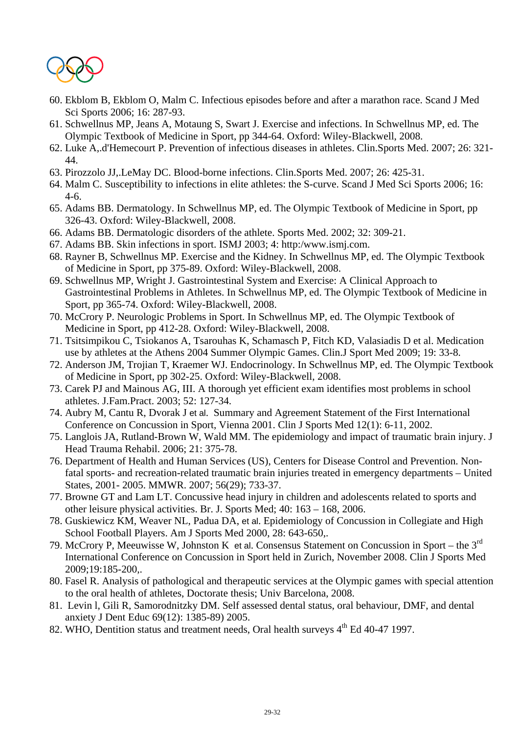60. Ekblom B, Ekblom O, Malm C. Infectious episodes before and after a marathon race. Scand J Med Sci Sports 2006; 16: 287-93.
61. Schwellnus MP, Jeans A, Motaung S, Swart J. Exercise and infections. In Schwellnus MP, ed. The Olympic Textbook of Medicine in Sport, pp 344-64. Oxford: Wiley-Blackwell, 2008.
62. Luke A,.d'Hemecourt P. Prevention of infectious diseases in athletes. Clin.Sports Med. 2007; 26: 321-44.
63. Pirozzolo JJ,.LeMay DC. Blood-borne infections. Clin.Sports Med. 2007; 26: 425-31.
64. Malm C. Susceptibility to infections in elite athletes: the S-curve. Scand J Med Sci Sports 2006; 16: 4-6.
65. Adams BB. Dermatology. In Schwellnus MP, ed. The Olympic Textbook of Medicine in Sport, pp 326-43. Oxford: Wiley-Blackwell, 2008.
66. Adams BB. Dermatologic disorders of the athlete. Sports Med. 2002; 32: 309-21.
67. Adams BB. Skin infections in sport. ISMJ 2003; 4: http:/www.ismj.com.
68. Rayner B, Schwellnus MP. Exercise and the Kidney. In Schwellnus MP, ed. The Olympic Textbook of Medicine in Sport, pp 375-89. Oxford: Wiley-Blackwell, 2008.
69. Schwellnus MP, Wright J. Gastrointestinal System and Exercise: A Clinical Approach to Gastrointestinal Problems in Athletes. In Schwellnus MP, ed. The Olympic Textbook of Medicine in Sport, pp 365-74. Oxford: Wiley-Blackwell, 2008.
70. McCrory P. Neurologic Problems in Sport. In Schwellnus MP, ed. The Olympic Textbook of Medicine in Sport, pp 412-28. Oxford: Wiley-Blackwell, 2008.
71. Tsitsimpikou C, Tsiokanos A, Tsarouhas K, Schamasch P, Fitch KD, Valasiadis D et al. Medication use by athletes at the Athens 2004 Summer Olympic Games. Clin.J Sport Med 2009; 19: 33-8.
72. Anderson JM, Trojian T, Kraemer WJ. Endocrinology. In Schwellnus MP, ed. The Olympic Textbook of Medicine in Sport, pp 302-25. Oxford: Wiley-Blackwell, 2008.
73. Carek PJ and Mainous AG, III. A thorough yet efficient exam identifies most problems in school athletes. J.Fam.Pract. 2003; 52: 127-34.
74. Aubry M, Cantu R, Dvorak J et al. Summary and Agreement Statement of the First International Conference on Concussion in Sport, Vienna 2001. Clin J Sports Med 12(1): 6-11, 2002.
75. Langlois JA, Rutland-Brown W, Wald MM. The epidemiology and impact of traumatic brain injury. J Head Trauma Rehabil. 2006; 21: 375-78.
76. Department of Health and Human Services (US), Centers for Disease Control and Prevention. Non-fatal sports- and recreation-related traumatic brain injuries treated in emergency departments – United States, 2001- 2005. MMWR. 2007; 56(29); 733-37.
77. Browne GT and Lam LT. Concussive head injury in children and adolescents related to sports and other leisure physical activities. Br. J. Sports Med; 40: 163 – 168, 2006.
78. Guskiewicz KM, Weaver NL, Padua DA, et al. Epidemiology of Concussion in Collegiate and High School Football Players. Am J Sports Med 2000, 28: 643-650,.
79. McCrory P, Meeuwisse W, Johnston K et al. Consensus Statement on Concussion in Sport – the 3rd International Conference on Concussion in Sport held in Zurich, November 2008. Clin J Sports Med 2009;19:185-200,.
80. Fasel R. Analysis of pathological and therapeutic services at the Olympic games with special attention to the oral health of athletes, Doctorate thesis; Univ Barcelona, 2008.
81. Levin l, Gili R, Samorodnitzky DM. Self assessed dental status, oral behaviour, DMF, and dental anxiety J Dent Educ 69(12): 1385-89) 2005.
82. WHO, Dentition status and treatment needs, Oral health surveys 4th Ed 40-47 1997.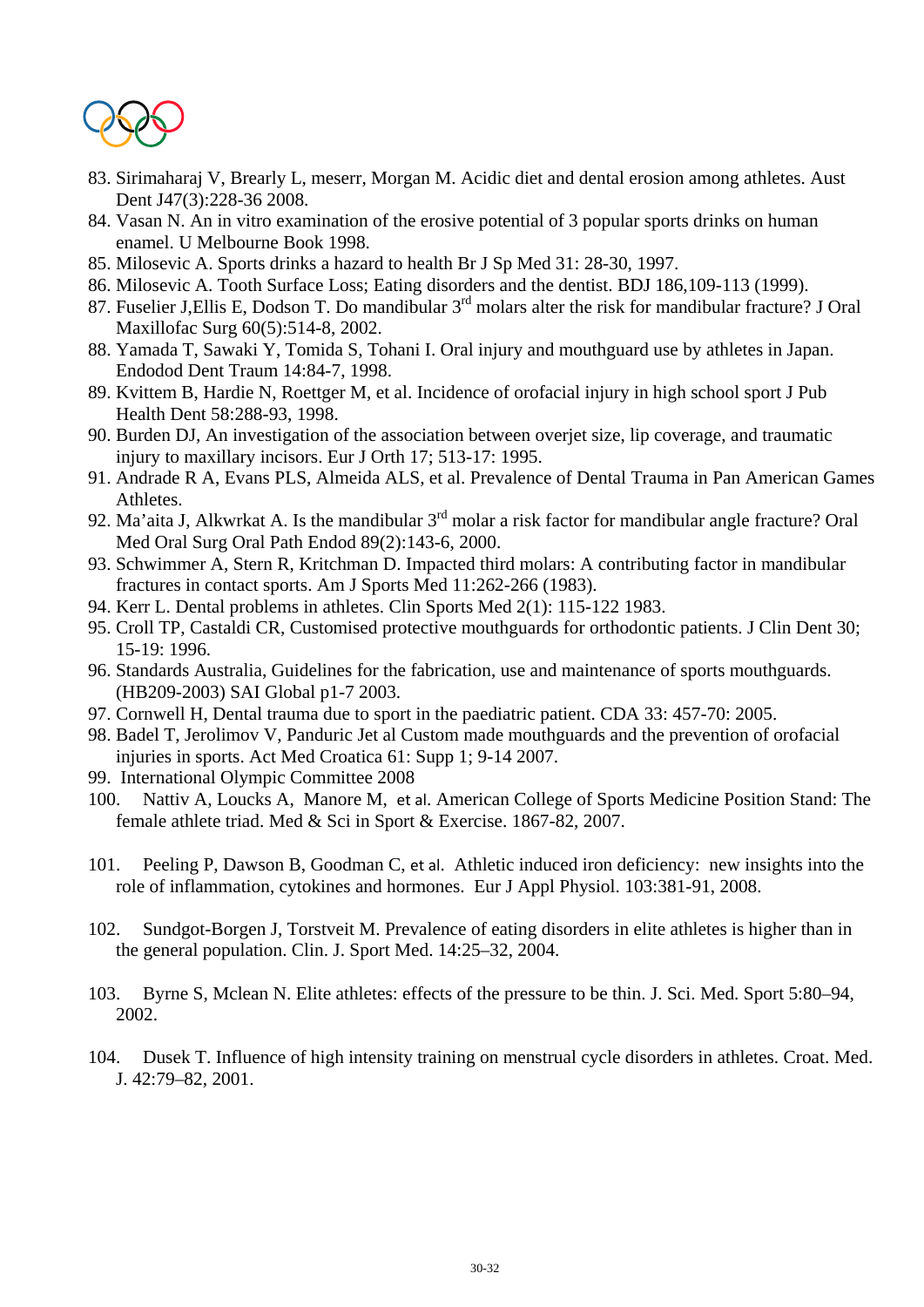83. Sirimaharaj V, Brearly L, meserr, Morgan M. Acidic diet and dental erosion among athletes. Aust Dent J47(3):228-36 2008.
84. Vasan N. An in vitro examination of the erosive potential of 3 popular sports drinks on human enamel. U Melbourne Book 1998.
85. Milosevic A. Sports drinks a hazard to health Br J Sp Med 31: 28-30, 1997.
86. Milosevic A. Tooth Surface Loss; Eating disorders and the dentist. BDJ 186,109-113 (1999).
87. Fuselier J,Ellis E, Dodson T. Do mandibular 3rd molars alter the risk for mandibular fracture? J Oral Maxillofac Surg 60(5):514-8, 2002.
88. Yamada T, Sawaki Y, Tomida S, Tohani I. Oral injury and mouthguard use by athletes in Japan. Endodod Dent Traum 14:84-7, 1998.
89. Kvittem B, Hardie N, Roettger M, et al. Incidence of orofacial injury in high school sport J Pub Health Dent 58:288-93, 1998.
90. Burden DJ, An investigation of the association between overjet size, lip coverage, and traumatic injury to maxillary incisors. Eur J Orth 17; 513-17: 1995.
91. Andrade R A, Evans PLS, Almeida ALS, et al. Prevalence of Dental Trauma in Pan American Games Athletes.
92. Ma'aita J, Alkwrkat A. Is the mandibular 3rd molar a risk factor for mandibular angle fracture? Oral Med Oral Surg Oral Path Endod 89(2):143-6, 2000.
93. Schwimmer A, Stern R, Kritchman D. Impacted third molars: A contributing factor in mandibular fractures in contact sports. Am J Sports Med 11:262-266 (1983).
94. Kerr L. Dental problems in athletes. Clin Sports Med 2(1): 115-122 1983.
95. Croll TP, Castaldi CR, Customised protective mouthguards for orthodontic patients. J Clin Dent 30; 15-19: 1996.
96. Standards Australia, Guidelines for the fabrication, use and maintenance of sports mouthguards. (HB209-2003) SAI Global p1-7 2003.
97. Cornwell H, Dental trauma due to sport in the paediatric patient. CDA 33: 457-70: 2005.
98. Badel T, Jerolimov V, Panduric Jet al Custom made mouthguards and the prevention of orofacial injuries in sports. Act Med Croatica 61: Supp 1; 9-14 2007.
99. International Olympic Committee 2008
100. Nattiv A, Loucks A, Manore M, et al. American College of Sports Medicine Position Stand: The female athlete triad. Med & Sci in Sport & Exercise. 1867-82, 2007.
101. Peeling P, Dawson B, Goodman C, et al. Athletic induced iron deficiency: new insights into the role of inflammation, cytokines and hormones. Eur J Appl Physiol. 103:381-91, 2008.
102. Sundgot-Borgen J, Torstveit M. Prevalence of eating disorders in elite athletes is higher than in the general population. Clin. J. Sport Med. 14:25–32, 2004.
103. Byrne S, Mclean N. Elite athletes: effects of the pressure to be thin. J. Sci. Med. Sport 5:80–94, 2002.
104. Dusek T. Influence of high intensity training on menstrual cycle disorders in athletes. Croat. Med. J. 42:79–82, 2001.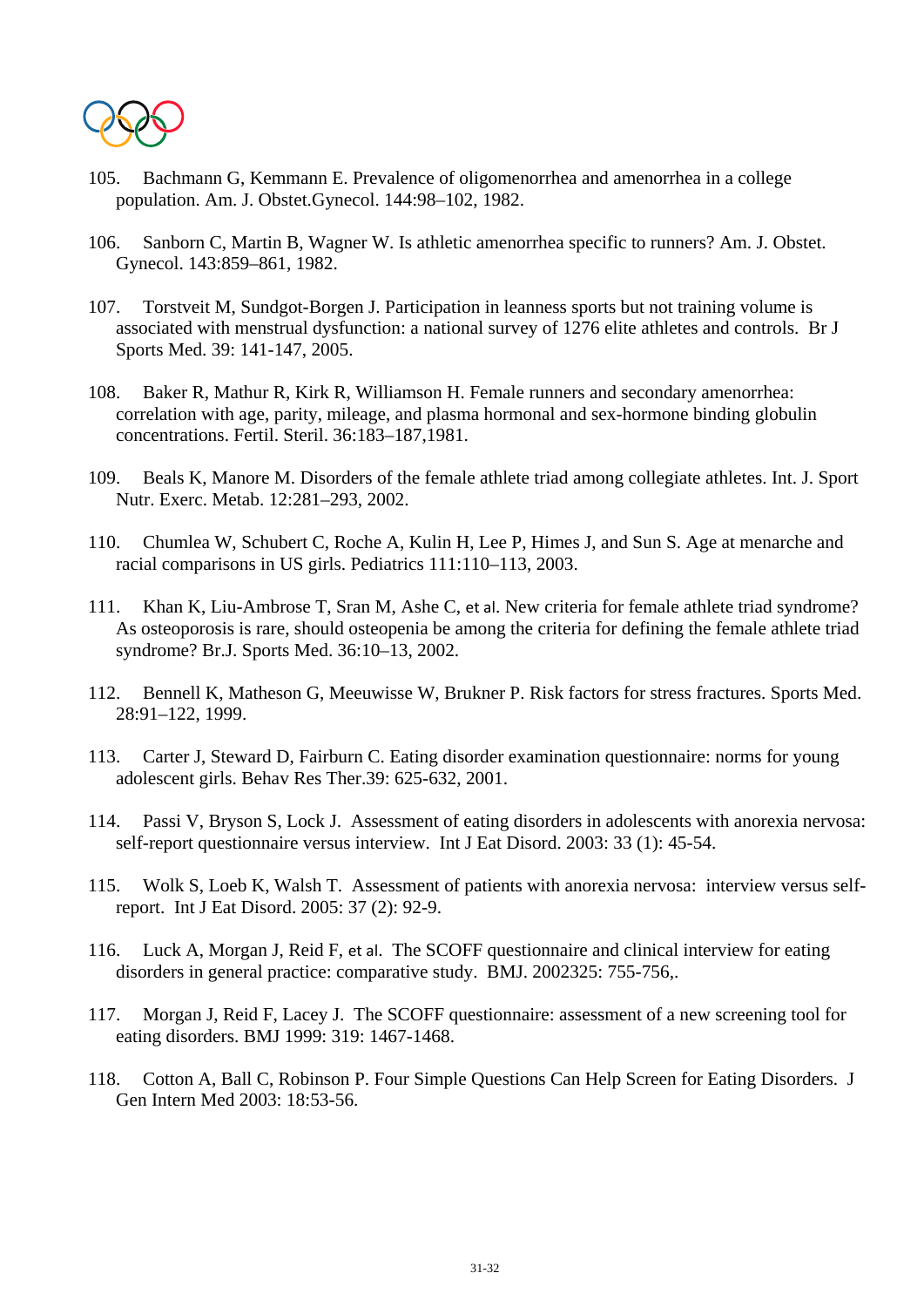105. Bachmann G, Kemmann E. Prevalence of oligomenorrhea and amenorrhea in a college population. Am. J. Obstet.Gynecol. 144:98–102, 1982.

106. Sanborn C, Martin B, Wagner W. Is athletic amenorrhea specific to runners? Am. J. Obstet. Gynecol. 143:859–861, 1982.

107. Torstveit M, Sundgot-Borgen J. Participation in leanness sports but not training volume is associated with menstrual dysfunction: a national survey of 1276 elite athletes and controls. Br J Sports Med. 39: 141-147, 2005.

108. Baker R, Mathur R, Kirk R, Williamson H. Female runners and secondary amenorrhea: correlation with age, parity, mileage, and plasma hormonal and sex-hormone binding globulin concentrations. Fertil. Steril. 36:183–187,1981.

109. Beals K, Manore M. Disorders of the female athlete triad among collegiate athletes. Int. J. Sport Nutr. Exerc. Metab. 12:281–293, 2002.

110. Chumlea W, Schubert C, Roche A, Kulin H, Lee P, Himes J, and Sun S. Age at menarche and racial comparisons in US girls. Pediatrics 111:110–113, 2003.

111. Khan K, Liu-Ambrose T, Sran M, Ashe C, et al. New criteria for female athlete triad syndrome? As osteoporosis is rare, should osteopenia be among the criteria for defining the female athlete triad syndrome? Br.J. Sports Med. 36:10–13, 2002.

112. Bennell K, Matheson G, Meeuwisse W, Brukner P. Risk factors for stress fractures. Sports Med. 28:91–122, 1999.

113. Carter J, Steward D, Fairburn C. Eating disorder examination questionnaire: norms for young adolescent girls. Behav Res Ther.39: 625-632, 2001.

114. Passi V, Bryson S, Lock J. Assessment of eating disorders in adolescents with anorexia nervosa: self-report questionnaire versus interview. Int J Eat Disord. 2003: 33 (1): 45-54.

115. Wolk S, Loeb K, Walsh T. Assessment of patients with anorexia nervosa: interview versus self-report. Int J Eat Disord. 2005: 37 (2): 92-9.

116. Luck A, Morgan J, Reid F, et al. The SCOFF questionnaire and clinical interview for eating disorders in general practice: comparative study. BMJ. 2002325: 755-756,.

117. Morgan J, Reid F, Lacey J. The SCOFF questionnaire: assessment of a new screening tool for eating disorders. BMJ 1999: 319: 1467-1468.

118. Cotton A, Ball C, Robinson P. Four Simple Questions Can Help Screen for Eating Disorders. J Gen Intern Med 2003: 18:53-56.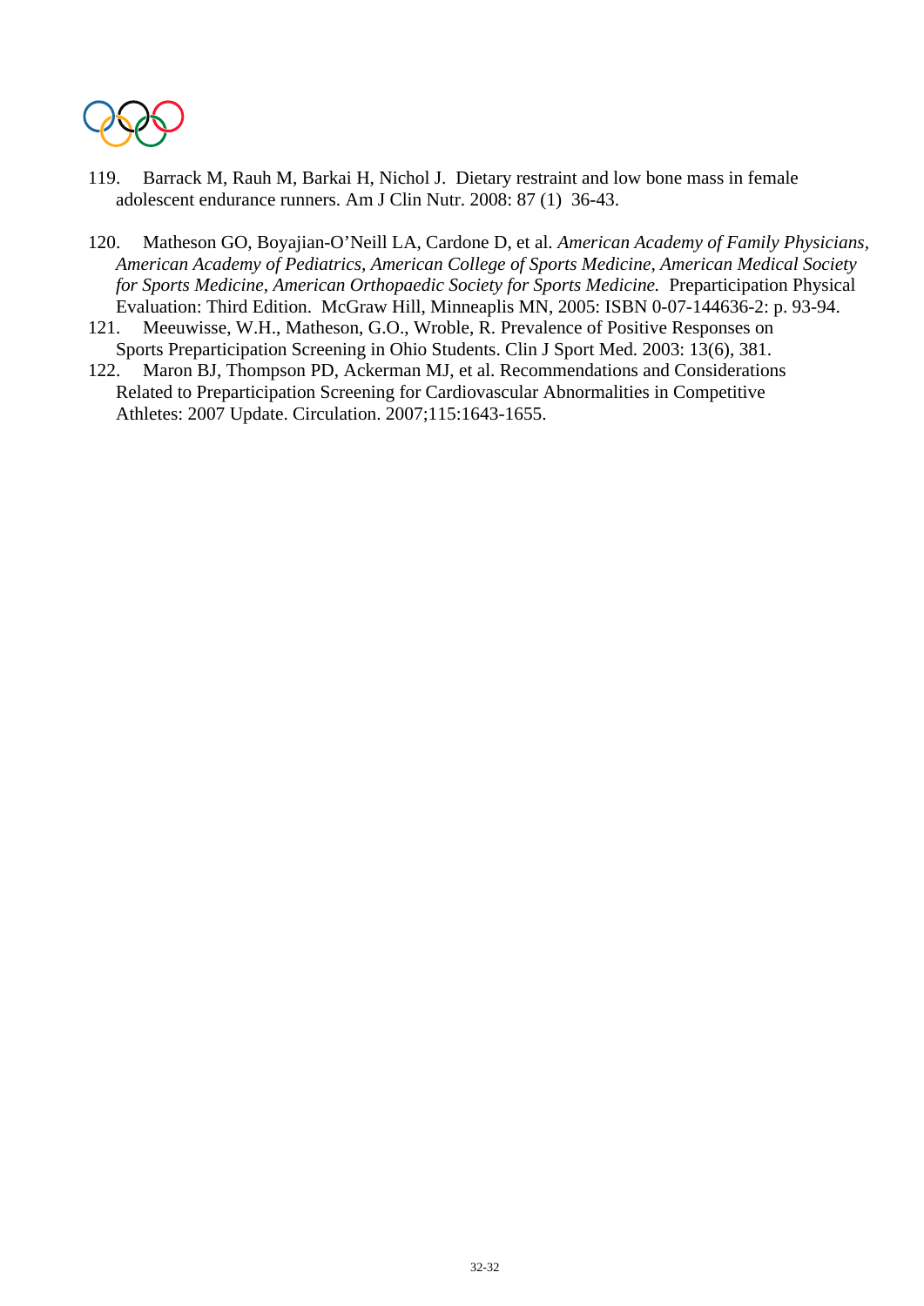119. Barrack M, Rauh M, Barkai H, Nichol J. Dietary restraint and low bone mass in female adolescent endurance runners. Am J Clin Nutr. 2008: 87 (1) 36-43.

120. Matheson GO, Boyajian-O'Neill LA, Cardone D, et al. *American Academy of Family Physicians, American Academy of Pediatrics, American College of Sports Medicine, American Medical Society for Sports Medicine, American Orthopaedic Society for Sports Medicine.* Preparticipation Physical Evaluation: Third Edition. McGraw Hill, Minneaplis MN, 2005: ISBN 0-07-144636-2: p. 93-94.

121. Meeuwisse, W.H., Matheson, G.O., Wroble, R. Prevalence of Positive Responses on Sports Preparticipation Screening in Ohio Students. Clin J Sport Med. 2003: 13(6), 381.

122. Maron BJ, Thompson PD, Ackerman MJ, et al. Recommendations and Considerations Related to Preparticipation Screening for Cardiovascular Abnormalities in Competitive Athletes: 2007 Update. Circulation. 2007;115:1643-1655.